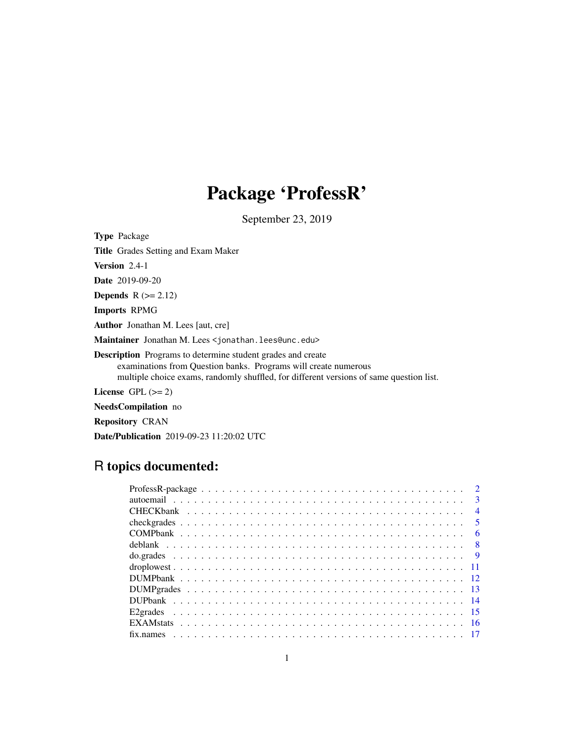# Package 'ProfessR'

September 23, 2019

**Type** Package

**Title** Grades Setting and Exam Maker

**Version** 2.4-1

**Date** 2019-09-20

**Depends** R (>= 2.12)

**Imports** RPMG

**Author** Jonathan M. Lees [aut, cre]

**Maintainer** Jonathan M. Lees <jonathan.lees@unc.edu>

**Description** Programs to determine student grades and create examinations from Question banks. Programs will create numerous multiple choice exams, randomly shuffled, for different versions of same question list.

**License** GPL (>= 2)

**NeedsCompilation** no

**Repository** CRAN

**Date/Publication** 2019-09-23 11:20:02 UTC

## R topics documented:

- ProfessR-package . . . 2
- autoemail . . . 3
- CHECKbank . . . 4
- checkgrades . . . 5
- COMPbank . . . 6
- deblank . . . 8
- do.grades . . . 9
- droplowest . . . 11
- DUMPbank . . . 12
- DUMPgrades . . . 13
- DUPbank . . . 14
- E2grades . . . 15
- EXAMstats . . . 16
- fix.names . . . 17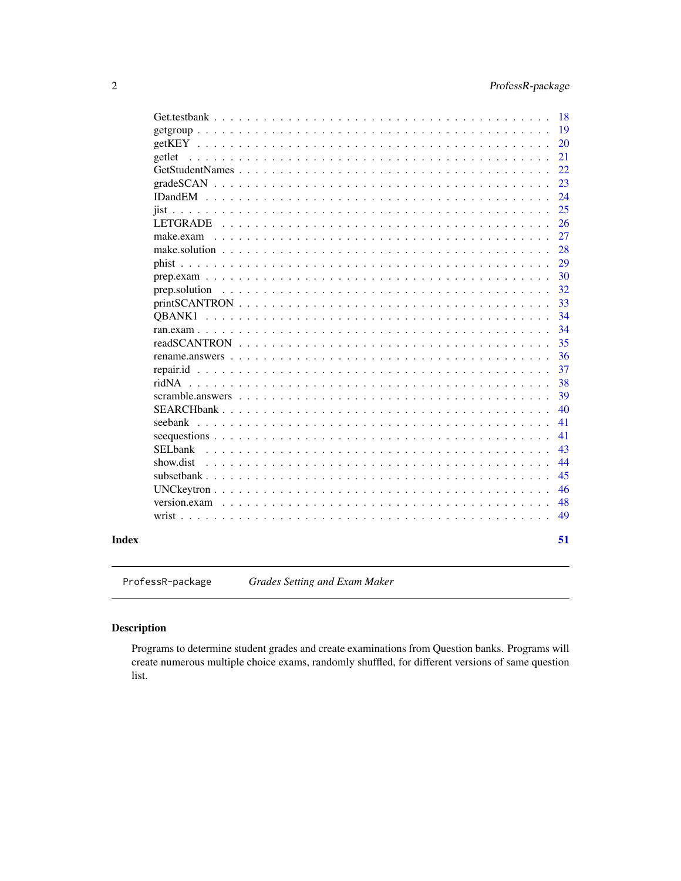Get.testbank . . . . . . . . . . . . . . . . . . . . . . . . . . . . . . . . . . . . 18
getgroup . . . . . . . . . . . . . . . . . . . . . . . . . . . . . . . . . . . . . . 19
getKEY . . . . . . . . . . . . . . . . . . . . . . . . . . . . . . . . . . . . . . 20
getlet . . . . . . . . . . . . . . . . . . . . . . . . . . . . . . . . . . . . . . . 21
GetStudentNames . . . . . . . . . . . . . . . . . . . . . . . . . . . . . . . . . 22
gradeSCAN . . . . . . . . . . . . . . . . . . . . . . . . . . . . . . . . . . . . 23
IDandEM . . . . . . . . . . . . . . . . . . . . . . . . . . . . . . . . . . . . . 24
jist . . . . . . . . . . . . . . . . . . . . . . . . . . . . . . . . . . . . . . . . 25
LETGRADE . . . . . . . . . . . . . . . . . . . . . . . . . . . . . . . . . . . . 26
make.exam . . . . . . . . . . . . . . . . . . . . . . . . . . . . . . . . . . . . 27
make.solution . . . . . . . . . . . . . . . . . . . . . . . . . . . . . . . . . . . 28
phist . . . . . . . . . . . . . . . . . . . . . . . . . . . . . . . . . . . . . . . 29
prep.exam . . . . . . . . . . . . . . . . . . . . . . . . . . . . . . . . . . . . . 30
prep.solution . . . . . . . . . . . . . . . . . . . . . . . . . . . . . . . . . . . 32
printSCANTRON . . . . . . . . . . . . . . . . . . . . . . . . . . . . . . . . . . 33
QBANK1 . . . . . . . . . . . . . . . . . . . . . . . . . . . . . . . . . . . . . 34
ran.exam . . . . . . . . . . . . . . . . . . . . . . . . . . . . . . . . . . . . . 34
readSCANTRON . . . . . . . . . . . . . . . . . . . . . . . . . . . . . . . . . . 35
rename.answers . . . . . . . . . . . . . . . . . . . . . . . . . . . . . . . . . . 36
repair.id . . . . . . . . . . . . . . . . . . . . . . . . . . . . . . . . . . . . . 37
ridNA . . . . . . . . . . . . . . . . . . . . . . . . . . . . . . . . . . . . . . . 38
scramble.answers . . . . . . . . . . . . . . . . . . . . . . . . . . . . . . . . . 39
SEARCHbank . . . . . . . . . . . . . . . . . . . . . . . . . . . . . . . . . . . 40
seebank . . . . . . . . . . . . . . . . . . . . . . . . . . . . . . . . . . . . . . 41
seequestions . . . . . . . . . . . . . . . . . . . . . . . . . . . . . . . . . . . . 41
SELbank . . . . . . . . . . . . . . . . . . . . . . . . . . . . . . . . . . . . . . 43
show.dist . . . . . . . . . . . . . . . . . . . . . . . . . . . . . . . . . . . . . 44
subsetbank . . . . . . . . . . . . . . . . . . . . . . . . . . . . . . . . . . . . 45
UNCkeytron . . . . . . . . . . . . . . . . . . . . . . . . . . . . . . . . . . . . 46
version.exam . . . . . . . . . . . . . . . . . . . . . . . . . . . . . . . . . . . 48
wrist . . . . . . . . . . . . . . . . . . . . . . . . . . . . . . . . . . . . . . . 49

**Index** **51**

---

`ProfessR-package` *Grades Setting and Exam Maker*

---

## Description

Programs to determine student grades and create examinations from Question banks. Programs will create numerous multiple choice exams, randomly shuffled, for different versions of same question list.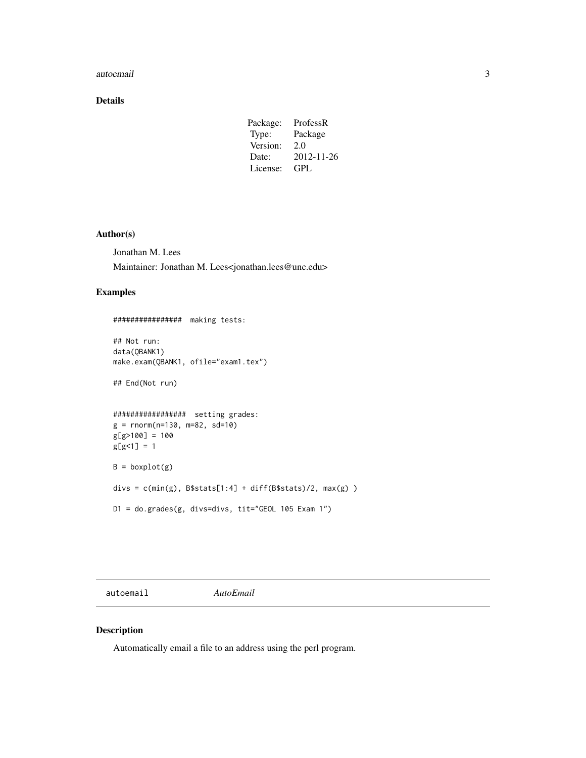## Details

| | |
|---|---|
| Package: | ProfessR |
| Type: | Package |
| Version: | 2.0 |
| Date: | 2012-11-26 |
| License: | GPL |

## Author(s)

Jonathan M. Lees

Maintainer: Jonathan M. Lees<jonathan.lees@unc.edu>

## Examples

```
################  making tests:

## Not run:
data(QBANK1)
make.exam(QBANK1, ofile="exam1.tex")

## End(Not run)


#################  setting grades:
g = rnorm(n=130, m=82, sd=10)
g[g>100] = 100
g[g<1] = 1

B = boxplot(g)

divs = c(min(g), B$stats[1:4] + diff(B$stats)/2, max(g) )

D1 = do.grades(g, divs=divs, tit="GEOL 105 Exam 1")
```

---

autoemail    *AutoEmail*

---

## Description

Automatically email a file to an address using the perl program.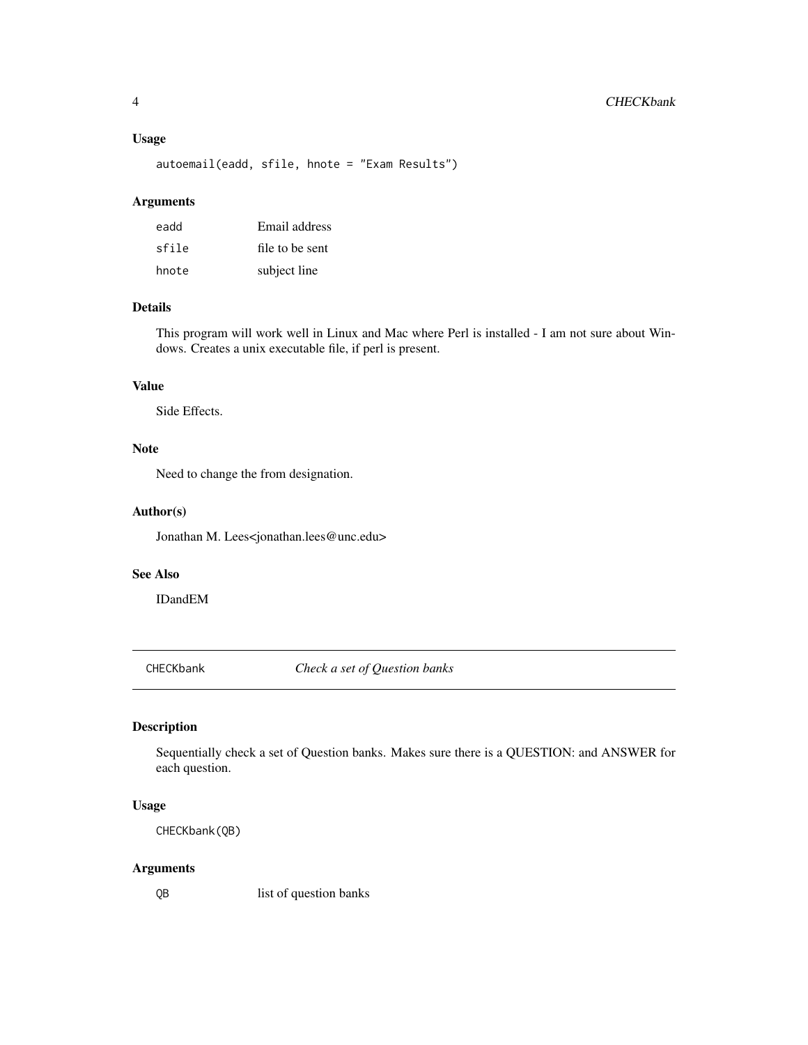## Usage

```
autoemail(eadd, sfile, hnote = "Exam Results")
```

## Arguments

| | |
|---|---|
| eadd | Email address |
| sfile | file to be sent |
| hnote | subject line |

## Details

This program will work well in Linux and Mac where Perl is installed - I am not sure about Windows. Creates a unix executable file, if perl is present.

## Value

Side Effects.

## Note

Need to change the from designation.

## Author(s)

Jonathan M. Lees<jonathan.lees@unc.edu>

## See Also

IDandEM

---

# CHECKbank — *Check a set of Question banks*

## Description

Sequentially check a set of Question banks. Makes sure there is a QUESTION: and ANSWER for each question.

## Usage

```
CHECKbank(QB)
```

## Arguments

| | |
|---|---|
| QB | list of question banks |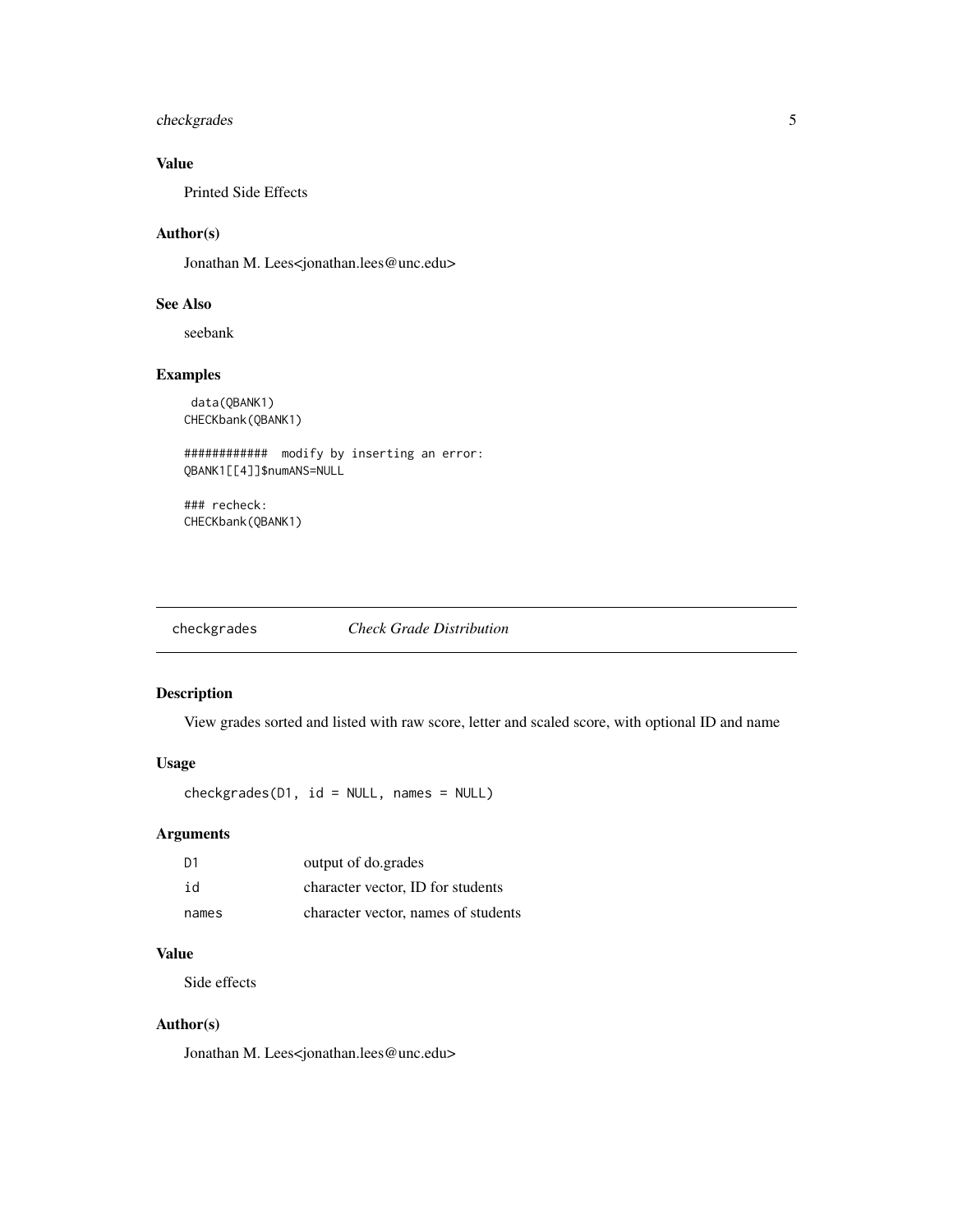### Value

Printed Side Effects

### Author(s)

Jonathan M. Lees<jonathan.lees@unc.edu>

### See Also

seebank

### Examples

```
 data(QBANK1)
CHECKbank(QBANK1)

############  modify by inserting an error:
QBANK1[[4]]$numANS=NULL

### recheck:
CHECKbank(QBANK1)
```

---

## checkgrades *Check Grade Distribution*

### Description

View grades sorted and listed with raw score, letter and scaled score, with optional ID and name

### Usage

```
checkgrades(D1, id = NULL, names = NULL)
```

### Arguments

| | |
|---|---|
| D1 | output of do.grades |
| id | character vector, ID for students |
| names | character vector, names of students |

### Value

Side effects

### Author(s)

Jonathan M. Lees<jonathan.lees@unc.edu>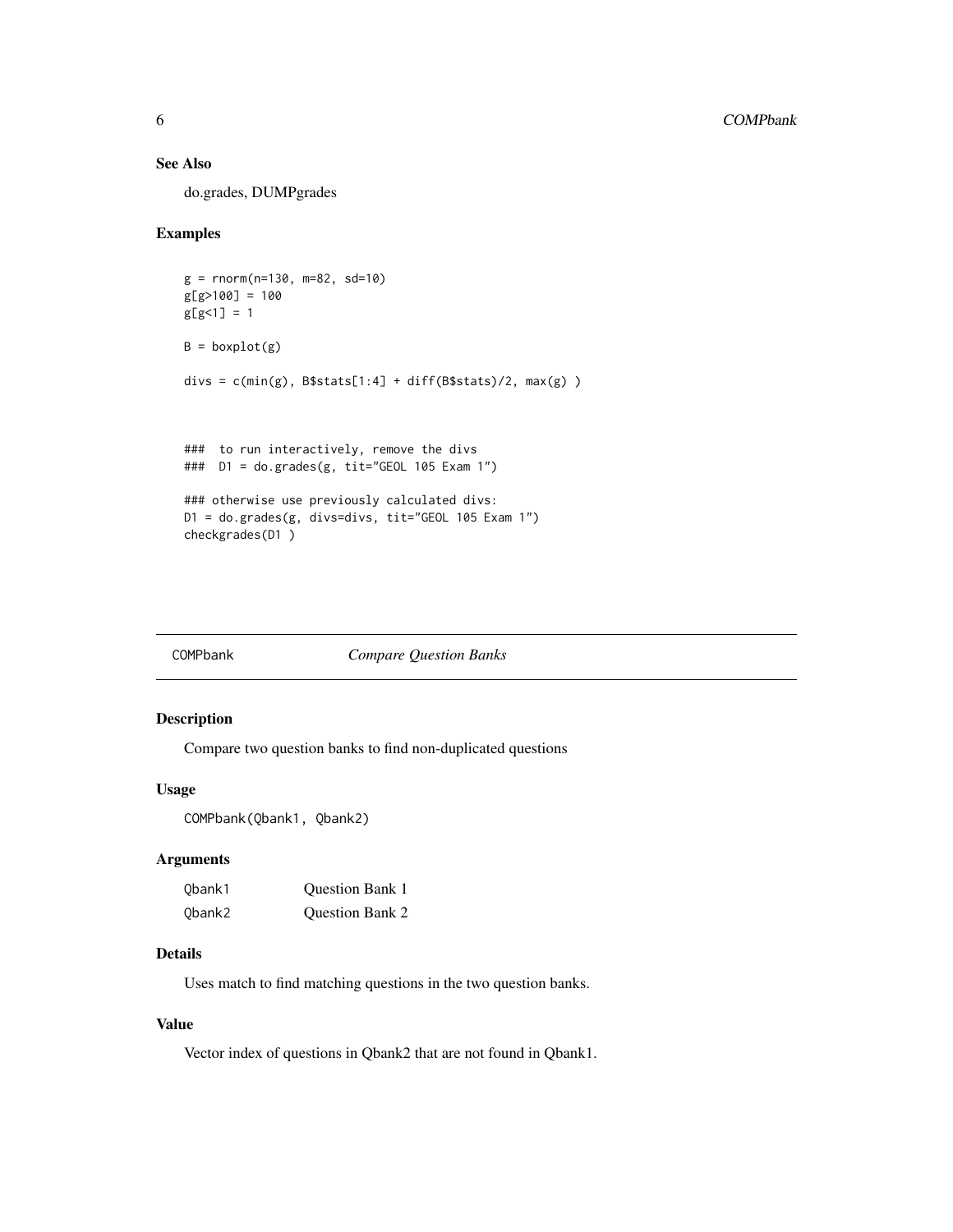## See Also

do.grades, DUMPgrades

## Examples

```
g = rnorm(n=130, m=82, sd=10)
g[g>100] = 100
g[g<1] = 1

B = boxplot(g)

divs = c(min(g), B$stats[1:4] + diff(B$stats)/2, max(g) )



###  to run interactively, remove the divs
###  D1 = do.grades(g, tit="GEOL 105 Exam 1")

### otherwise use previously calculated divs:
D1 = do.grades(g, divs=divs, tit="GEOL 105 Exam 1")
checkgrades(D1 )
```

---

# COMPbank *Compare Question Banks*

---

## Description

Compare two question banks to find non-duplicated questions

## Usage

```
COMPbank(Qbank1, Qbank2)
```

## Arguments

| | |
|---|---|
| Qbank1 | Question Bank 1 |
| Qbank2 | Question Bank 2 |

## Details

Uses match to find matching questions in the two question banks.

## Value

Vector index of questions in Qbank2 that are not found in Qbank1.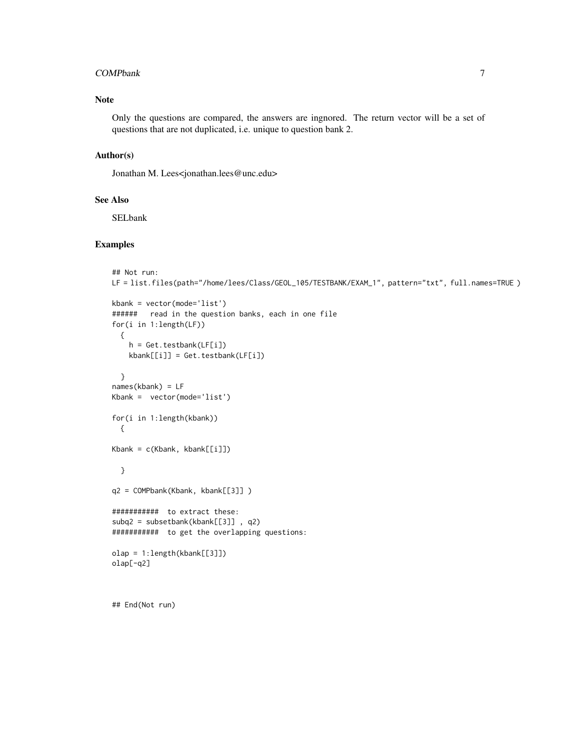## Note

Only the questions are compared, the answers are ingnored. The return vector will be a set of questions that are not duplicated, i.e. unique to question bank 2.

## Author(s)

Jonathan M. Lees<jonathan.lees@unc.edu>

## See Also

SELbank

## Examples

```
## Not run:
LF = list.files(path="/home/lees/Class/GEOL_105/TESTBANK/EXAM_1", pattern="txt", full.names=TRUE )

kbank = vector(mode='list')
######   read in the question banks, each in one file
for(i in 1:length(LF))
  {
    h = Get.testbank(LF[i])
    kbank[[i]] = Get.testbank(LF[i])

  }
names(kbank) = LF
Kbank =  vector(mode='list')

for(i in 1:length(kbank))
  {

Kbank = c(Kbank, kbank[[i]])

  }

q2 = COMPbank(Kbank, kbank[[3]] )

###########  to extract these:
subq2 = subsetbank(kbank[[3]] , q2)
###########  to get the overlapping questions:

olap = 1:length(kbank[[3]])
olap[-q2]


## End(Not run)
```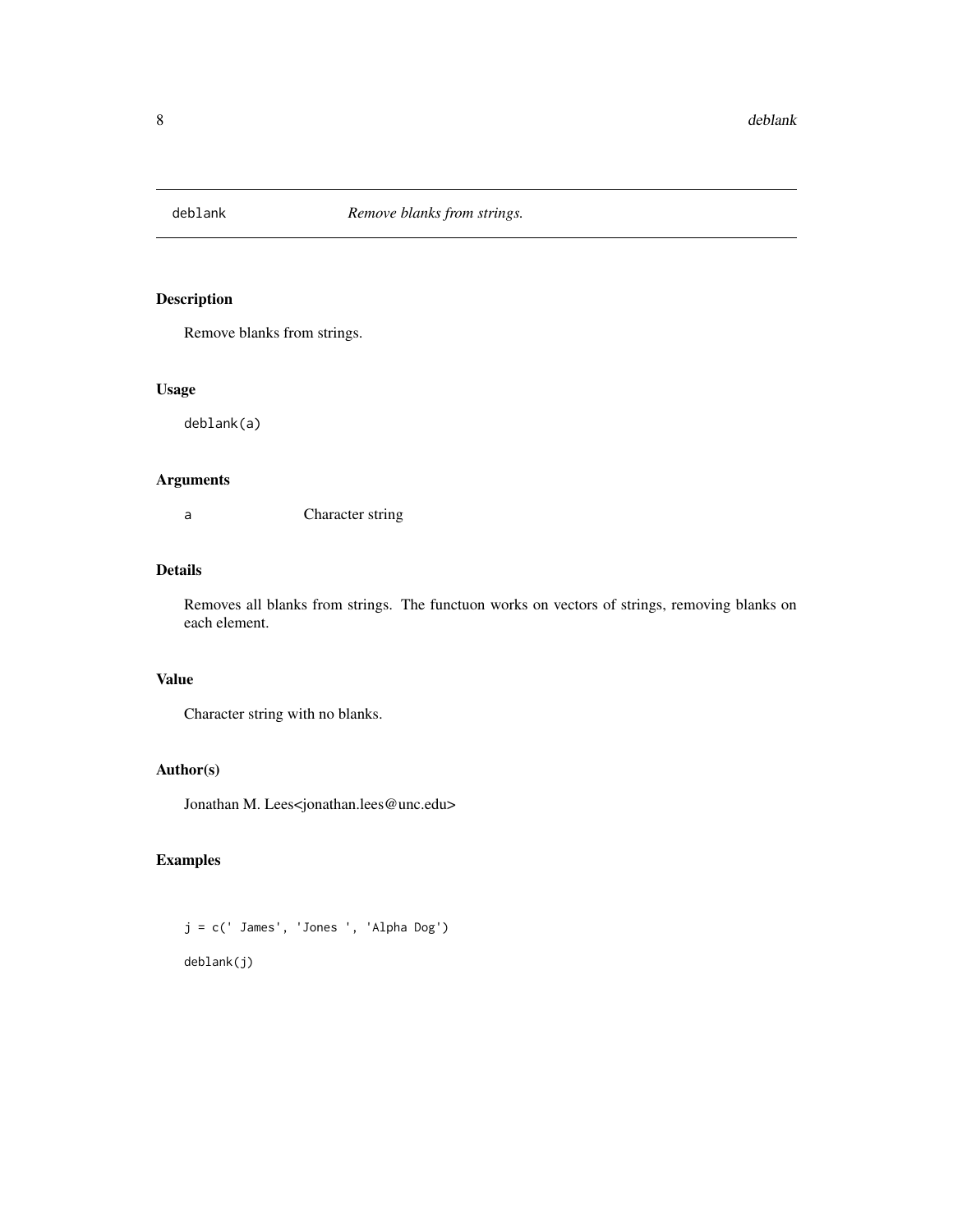# deblank *Remove blanks from strings.*

## Description

Remove blanks from strings.

## Usage

```
deblank(a)
```

## Arguments

| | |
|---|---|
| a | Character string |

## Details

Removes all blanks from strings. The functuon works on vectors of strings, removing blanks on each element.

## Value

Character string with no blanks.

## Author(s)

Jonathan M. Lees<jonathan.lees@unc.edu>

## Examples

```
j = c(' James', 'Jones ', 'Alpha Dog')

deblank(j)
```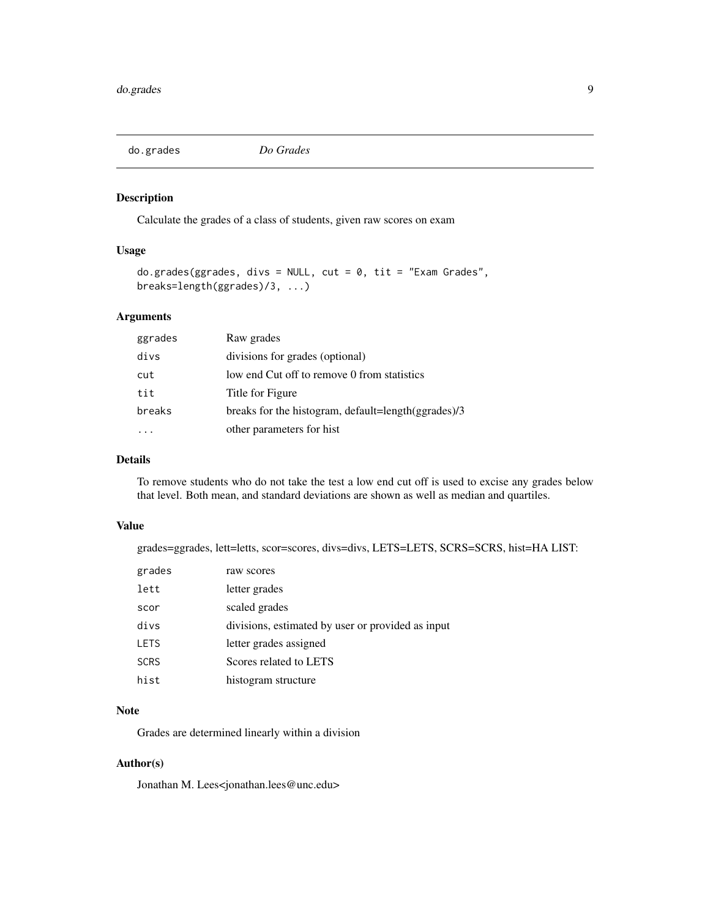## do.grades *Do Grades*

### Description

Calculate the grades of a class of students, given raw scores on exam

### Usage

```
do.grades(ggrades, divs = NULL, cut = 0, tit = "Exam Grades",
breaks=length(ggrades)/3, ...)
```

### Arguments

| | |
|---|---|
| `ggrades` | Raw grades |
| `divs` | divisions for grades (optional) |
| `cut` | low end Cut off to remove 0 from statistics |
| `tit` | Title for Figure |
| `breaks` | breaks for the histogram, default=length(ggrades)/3 |
| `...` | other parameters for hist |

### Details

To remove students who do not take the test a low end cut off is used to excise any grades below that level. Both mean, and standard deviations are shown as well as median and quartiles.

### Value

grades=ggrades, lett=letts, scor=scores, divs=divs, LETS=LETS, SCRS=SCRS, hist=HA LIST:

| | |
|---|---|
| `grades` | raw scores |
| `lett` | letter grades |
| `scor` | scaled grades |
| `divs` | divisions, estimated by user or provided as input |
| `LETS` | letter grades assigned |
| `SCRS` | Scores related to LETS |
| `hist` | histogram structure |

### Note

Grades are determined linearly within a division

### Author(s)

Jonathan M. Lees<jonathan.lees@unc.edu>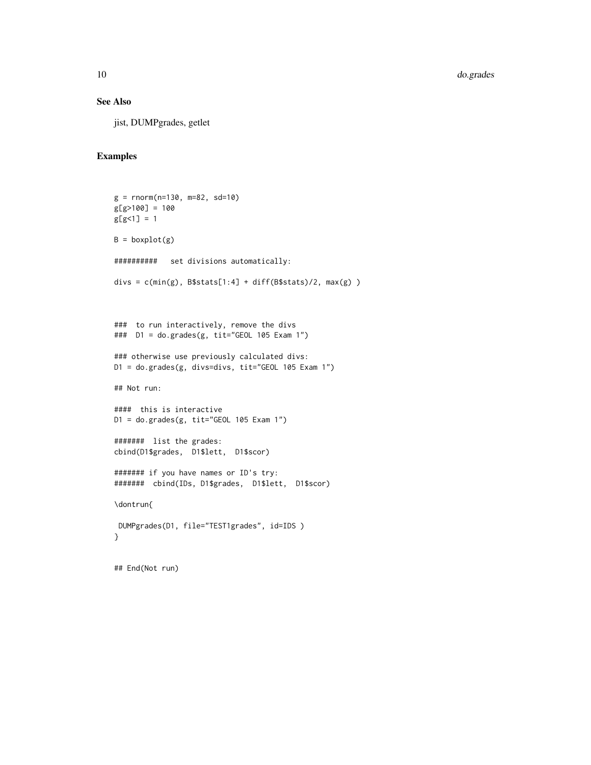## See Also

jist, DUMPgrades, getlet

## Examples

```
g = rnorm(n=130, m=82, sd=10)
g[g>100] = 100
g[g<1] = 1

B = boxplot(g)

##########   set divisions automatically:

divs = c(min(g), B$stats[1:4] + diff(B$stats)/2, max(g) )



###  to run interactively, remove the divs
###  D1 = do.grades(g, tit="GEOL 105 Exam 1")

### otherwise use previously calculated divs:
D1 = do.grades(g, divs=divs, tit="GEOL 105 Exam 1")

## Not run:

####  this is interactive
D1 = do.grades(g, tit="GEOL 105 Exam 1")

#######  list the grades:
cbind(D1$grades,  D1$lett,  D1$scor)

####### if you have names or ID's try:
#######  cbind(IDs, D1$grades,  D1$lett,  D1$scor)

\dontrun{

 DUMPgrades(D1, file="TEST1grades", id=IDS )
}


## End(Not run)
```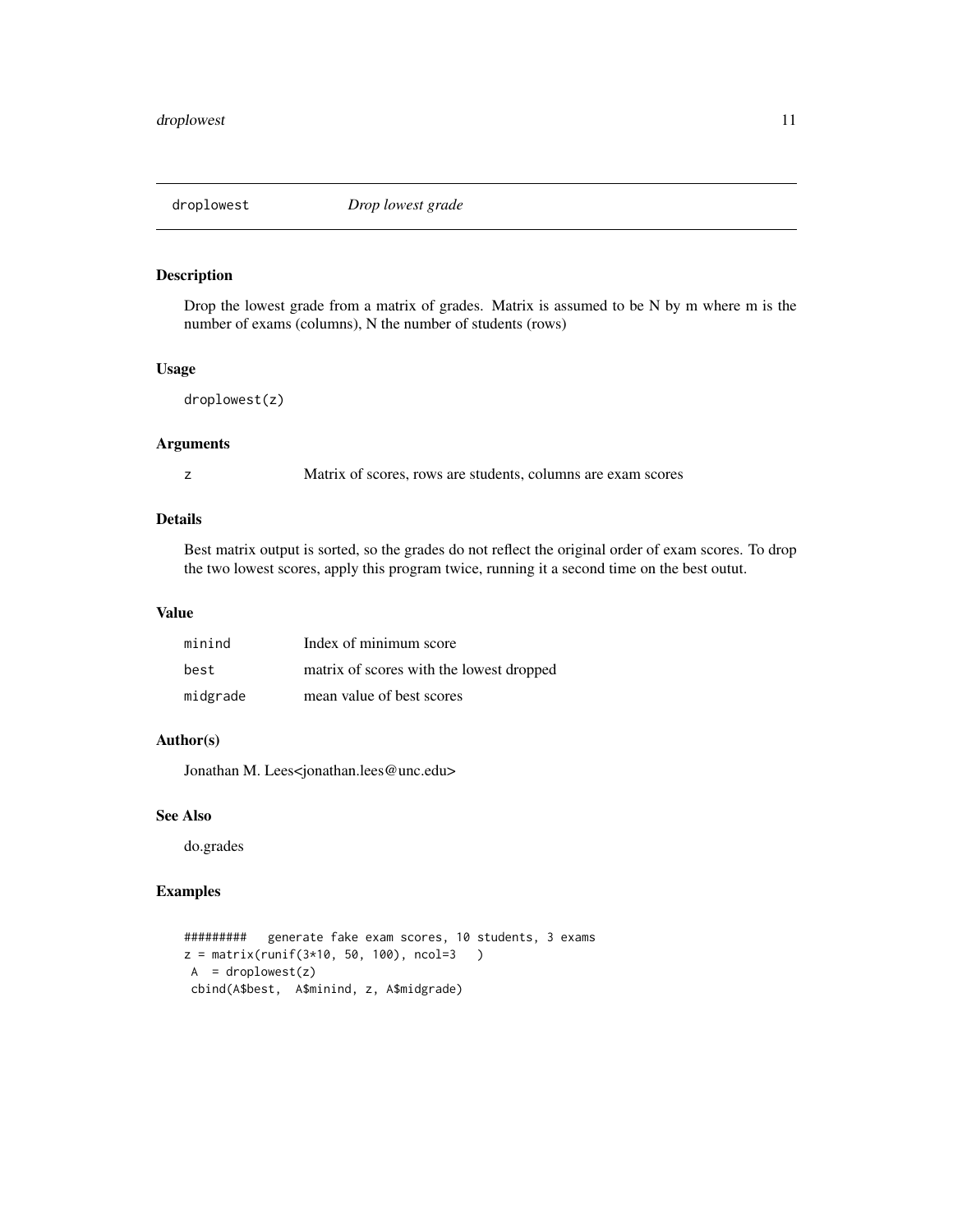# droplowest — *Drop lowest grade*

## Description

Drop the lowest grade from a matrix of grades. Matrix is assumed to be N by m where m is the number of exams (columns), N the number of students (rows)

## Usage

```
droplowest(z)
```

## Arguments

| | |
|---|---|
| z | Matrix of scores, rows are students, columns are exam scores |

## Details

Best matrix output is sorted, so the grades do not reflect the original order of exam scores. To drop the two lowest scores, apply this program twice, running it a second time on the best outut.

## Value

| | |
|---|---|
| minind | Index of minimum score |
| best | matrix of scores with the lowest dropped |
| midgrade | mean value of best scores |

## Author(s)

Jonathan M. Lees<jonathan.lees@unc.edu>

## See Also

do.grades

## Examples

```
#########   generate fake exam scores, 10 students, 3 exams
z = matrix(runif(3*10, 50, 100), ncol=3   )
 A  = droplowest(z)
 cbind(A$best,  A$minind, z, A$midgrade)
```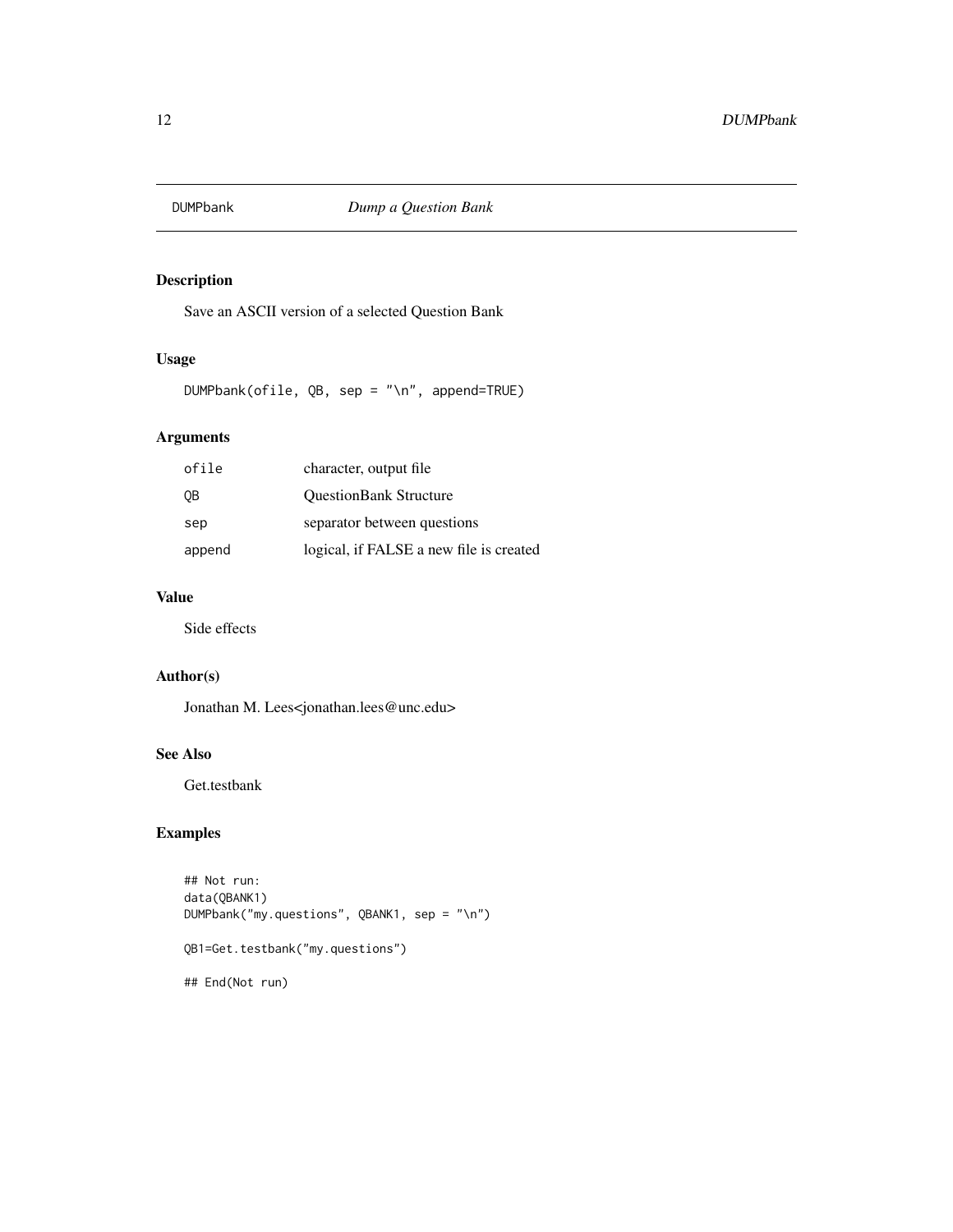# DUMPbank *Dump a Question Bank*

## Description

Save an ASCII version of a selected Question Bank

## Usage

```
DUMPbank(ofile, QB, sep = "\n", append=TRUE)
```

## Arguments

| | |
|---|---|
| `ofile` | character, output file |
| `QB` | QuestionBank Structure |
| `sep` | separator between questions |
| `append` | logical, if FALSE a new file is created |

## Value

Side effects

## Author(s)

Jonathan M. Lees<jonathan.lees@unc.edu>

## See Also

Get.testbank

## Examples

```
## Not run:
data(QBANK1)
DUMPbank("my.questions", QBANK1, sep = "\n")

QB1=Get.testbank("my.questions")

## End(Not run)
```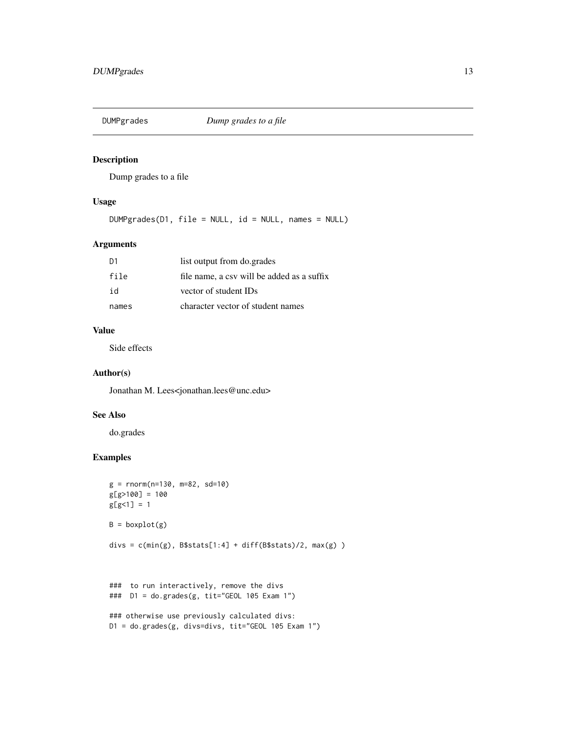# DUMPgrades — *Dump grades to a file*

## Description

Dump grades to a file

## Usage

```
DUMPgrades(D1, file = NULL, id = NULL, names = NULL)
```

## Arguments

| | |
|---|---|
| D1 | list output from do.grades |
| file | file name, a csv will be added as a suffix |
| id | vector of student IDs |
| names | character vector of student names |

## Value

Side effects

## Author(s)

Jonathan M. Lees<jonathan.lees@unc.edu>

## See Also

do.grades

## Examples

```
g = rnorm(n=130, m=82, sd=10)
g[g>100] = 100
g[g<1] = 1

B = boxplot(g)

divs = c(min(g), B$stats[1:4] + diff(B$stats)/2, max(g) )



###  to run interactively, remove the divs
###  D1 = do.grades(g, tit="GEOL 105 Exam 1")

### otherwise use previously calculated divs:
D1 = do.grades(g, divs=divs, tit="GEOL 105 Exam 1")
```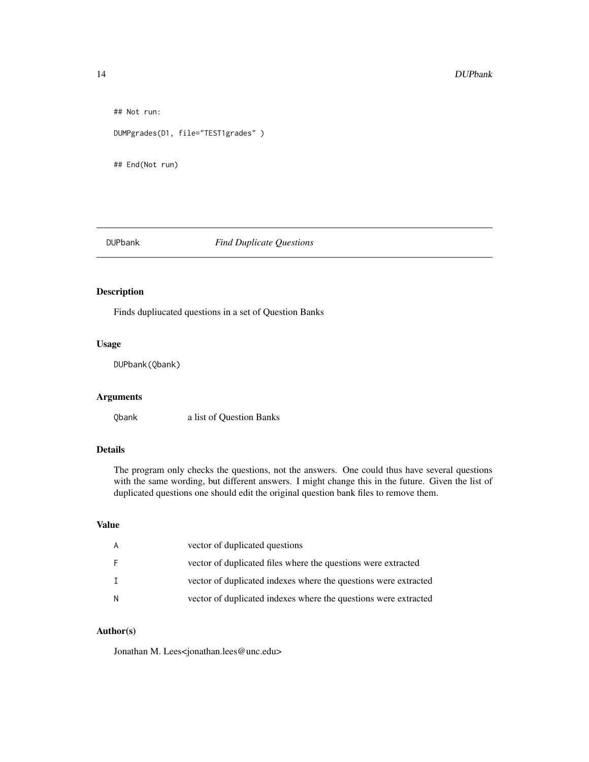```
## Not run:

DUMPgrades(D1, file="TEST1grades" )


## End(Not run)
```

---

## DUPbank *Find Duplicate Questions*

### Description

Finds dupliucated questions in a set of Question Banks

### Usage

```
DUPbank(Qbank)
```

### Arguments

| | |
|---|---|
| Qbank | a list of Question Banks |

### Details

The program only checks the questions, not the answers. One could thus have several questions with the same wording, but different answers. I might change this in the future. Given the list of duplicated questions one should edit the original question bank files to remove them.

### Value

| | |
|---|---|
| A | vector of duplicated questions |
| F | vector of duplicated files where the questions were extracted |
| I | vector of duplicated indexes where the questions were extracted |
| N | vector of duplicated indexes where the questions were extracted |

### Author(s)

Jonathan M. Lees<jonathan.lees@unc.edu>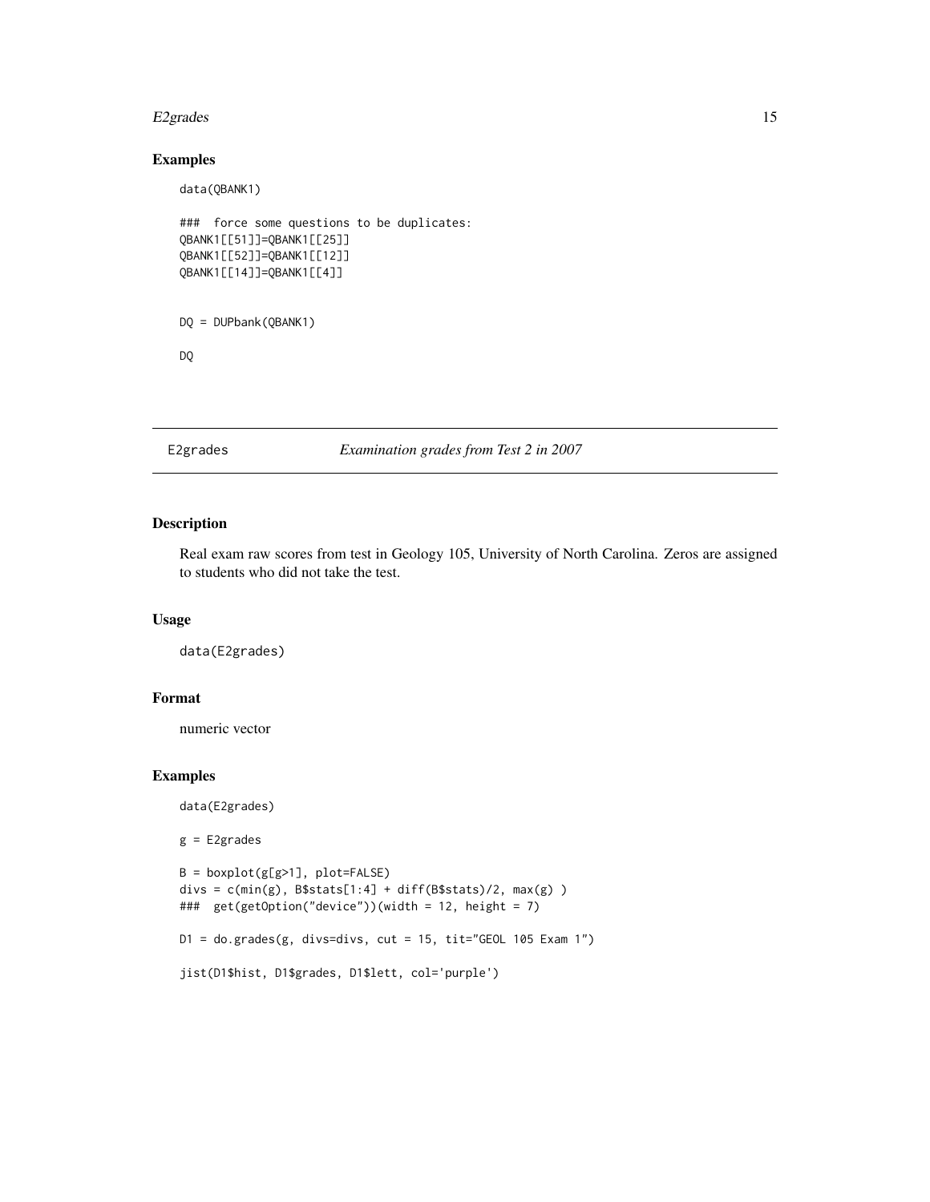## Examples

```
data(QBANK1)

###  force some questions to be duplicates:
QBANK1[[51]]=QBANK1[[25]]
QBANK1[[52]]=QBANK1[[12]]
QBANK1[[14]]=QBANK1[[4]]


DQ = DUPbank(QBANK1)

DQ
```

---

E2grades *Examination grades from Test 2 in 2007*

---

## Description

Real exam raw scores from test in Geology 105, University of North Carolina. Zeros are assigned to students who did not take the test.

## Usage

```
data(E2grades)
```

## Format

numeric vector

## Examples

```
data(E2grades)

g = E2grades

B = boxplot(g[g>1], plot=FALSE)
divs = c(min(g), B$stats[1:4] + diff(B$stats)/2, max(g) )
###  get(getOption("device"))(width = 12, height = 7)

D1 = do.grades(g, divs=divs, cut = 15, tit="GEOL 105 Exam 1")

jist(D1$hist, D1$grades, D1$lett, col='purple')
```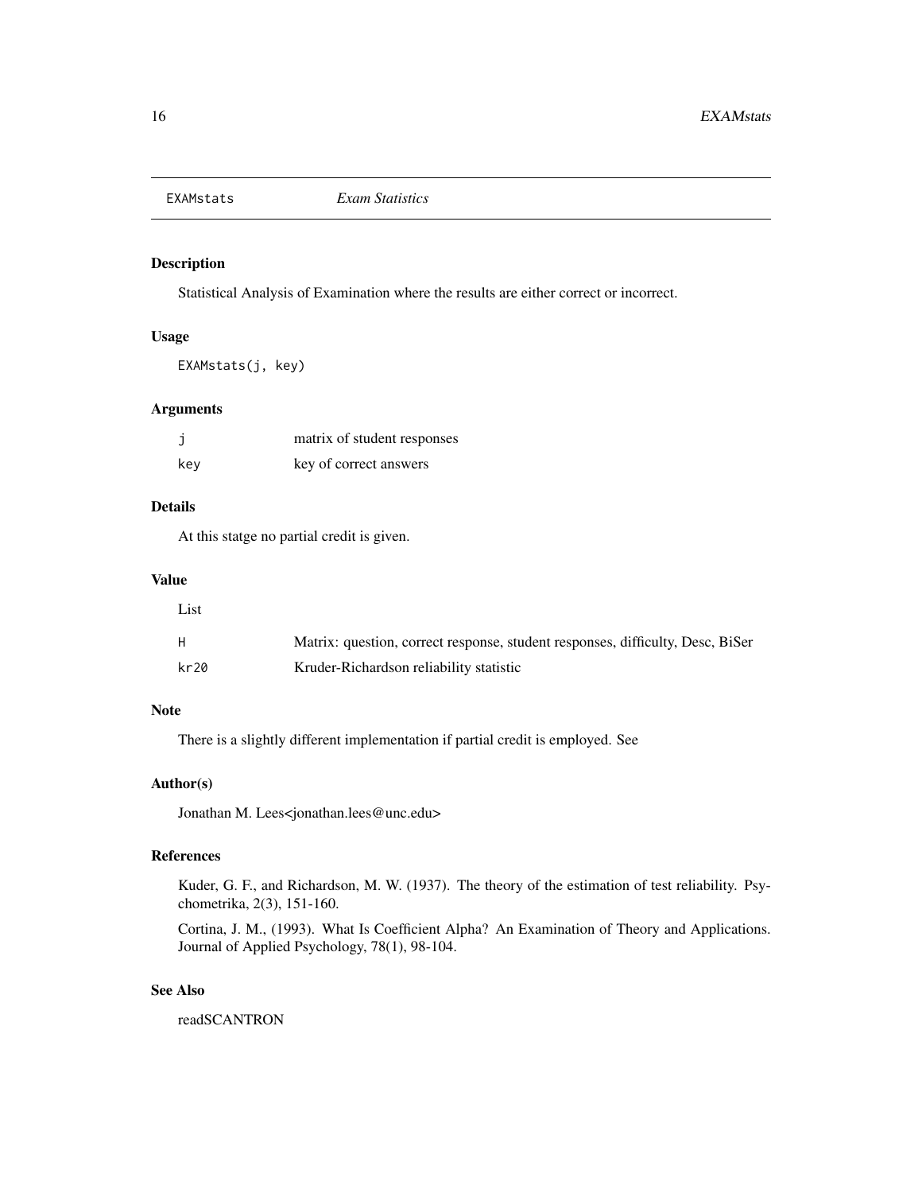EXAMstats *Exam Statistics*

## Description

Statistical Analysis of Examination where the results are either correct or incorrect.

## Usage

```
EXAMstats(j, key)
```

## Arguments

| | |
|---|---|
| j | matrix of student responses |
| key | key of correct answers |

## Details

At this statge no partial credit is given.

## Value

List

| | |
|---|---|
| H | Matrix: question, correct response, student responses, difficulty, Desc, BiSer |
| kr20 | Kruder-Richardson reliability statistic |

## Note

There is a slightly different implementation if partial credit is employed. See

## Author(s)

Jonathan M. Lees<jonathan.lees@unc.edu>

## References

Kuder, G. F., and Richardson, M. W. (1937). The theory of the estimation of test reliability. Psychometrika, 2(3), 151-160.

Cortina, J. M., (1993). What Is Coefficient Alpha? An Examination of Theory and Applications. Journal of Applied Psychology, 78(1), 98-104.

## See Also

readSCANTRON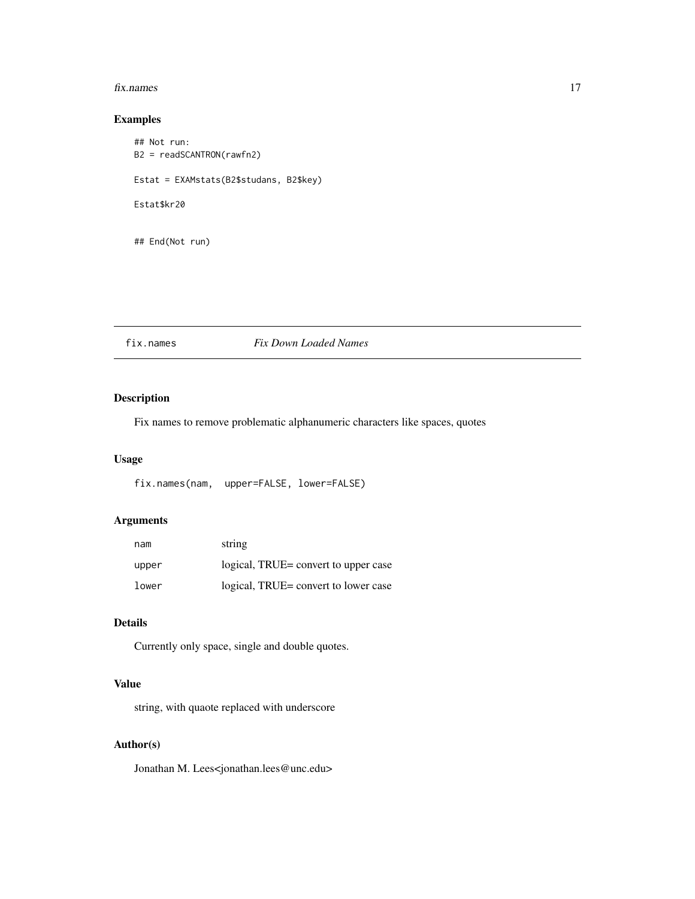## Examples

```
## Not run:
B2 = readSCANTRON(rawfn2)

Estat = EXAMstats(B2$studans, B2$key)

Estat$kr20


## End(Not run)
```

---

# fix.names *Fix Down Loaded Names*

---

## Description

Fix names to remove problematic alphanumeric characters like spaces, quotes

## Usage

```
fix.names(nam,  upper=FALSE, lower=FALSE)
```

## Arguments

| | |
|---|---|
| nam | string |
| upper | logical, TRUE= convert to upper case |
| lower | logical, TRUE= convert to lower case |

## Details

Currently only space, single and double quotes.

## Value

string, with quaote replaced with underscore

## Author(s)

Jonathan M. Lees<jonathan.lees@unc.edu>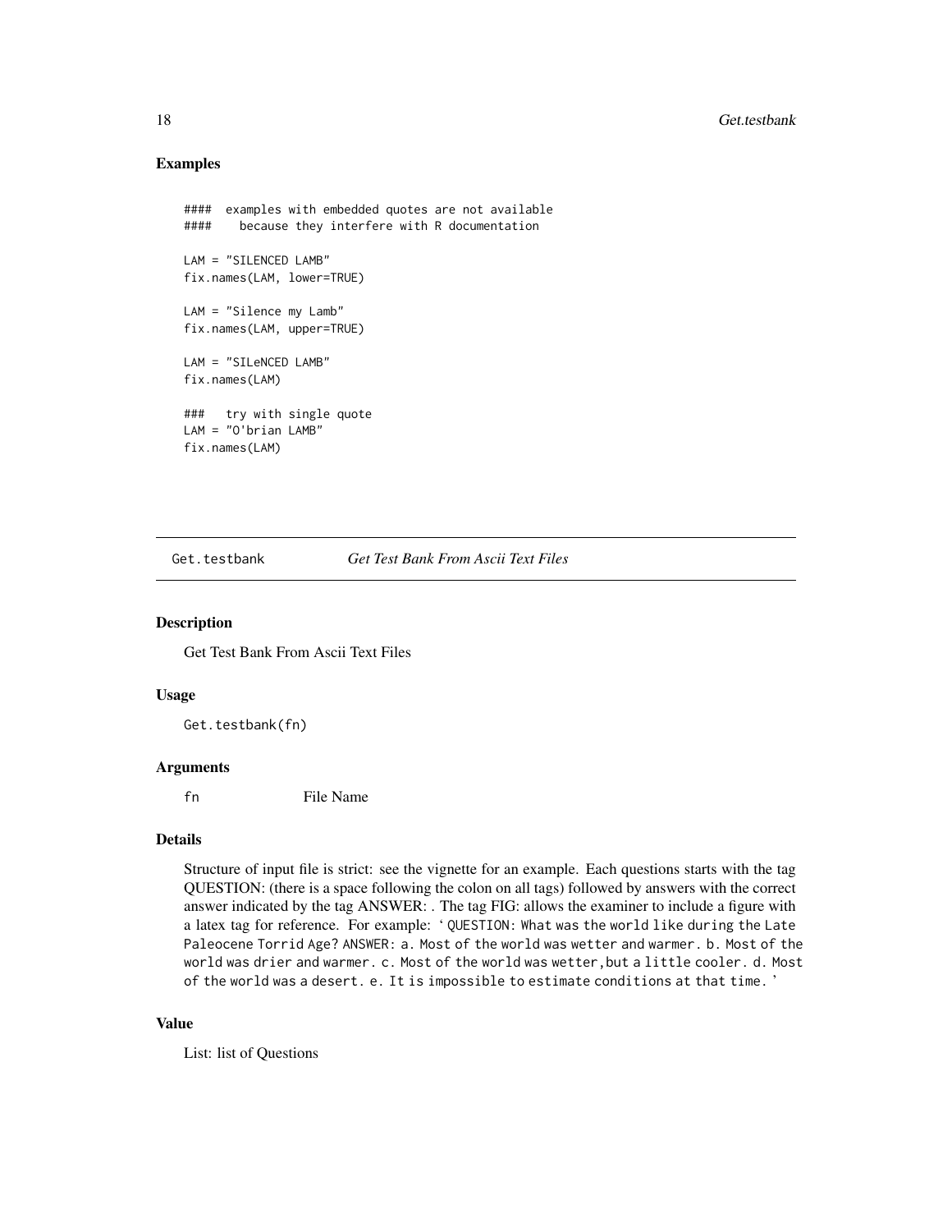## Examples

```
####  examples with embedded quotes are not available
####    because they interfere with R documentation

LAM = "SILENCED LAMB"
fix.names(LAM, lower=TRUE)

LAM = "Silence my Lamb"
fix.names(LAM, upper=TRUE)

LAM = "SILeNCED LAMB"
fix.names(LAM)

###   try with single quote
LAM = "O'brian LAMB"
fix.names(LAM)
```

---

`Get.testbank` *Get Test Bank From Ascii Text Files*

---

## Description

Get Test Bank From Ascii Text Files

## Usage

```
Get.testbank(fn)
```

## Arguments

| | |
|---|---|
| `fn` | File Name |

## Details

Structure of input file is strict: see the vignette for an example. Each questions starts with the tag QUESTION: (there is a space following the colon on all tags) followed by answers with the correct answer indicated by the tag ANSWER: . The tag FIG: allows the examiner to include a figure with a latex tag for reference. For example: ‘`QUESTION: What was the world like during the Late Paleocene Torrid Age? ANSWER: a. Most of the world was wetter and warmer. b. Most of the world was drier and warmer. c. Most of the world was wetter,but a little cooler. d. Most of the world was a desert. e. It is impossible to estimate conditions at that time.`’

## Value

List: list of Questions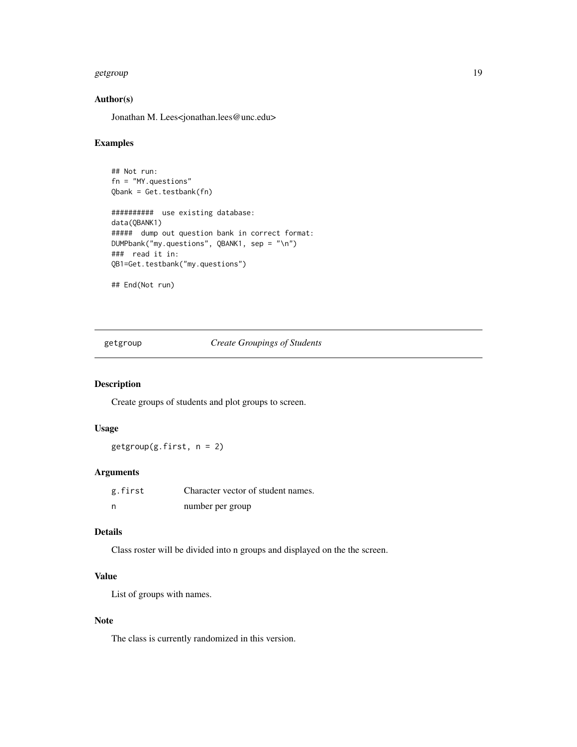### Author(s)

Jonathan M. Lees<jonathan.lees@unc.edu>

### Examples

```
## Not run:
fn = "MY.questions"
Qbank = Get.testbank(fn)

##########  use existing database:
data(QBANK1)
#####  dump out question bank in correct format:
DUMPbank("my.questions", QBANK1, sep = "\n")
###  read it in:
QB1=Get.testbank("my.questions")

## End(Not run)
```

---

## getgroup    *Create Groupings of Students*

---

### Description

Create groups of students and plot groups to screen.

### Usage

```
getgroup(g.first, n = 2)
```

### Arguments

| | |
|---|---|
| g.first | Character vector of student names. |
| n | number per group |

### Details

Class roster will be divided into n groups and displayed on the the screen.

### Value

List of groups with names.

### Note

The class is currently randomized in this version.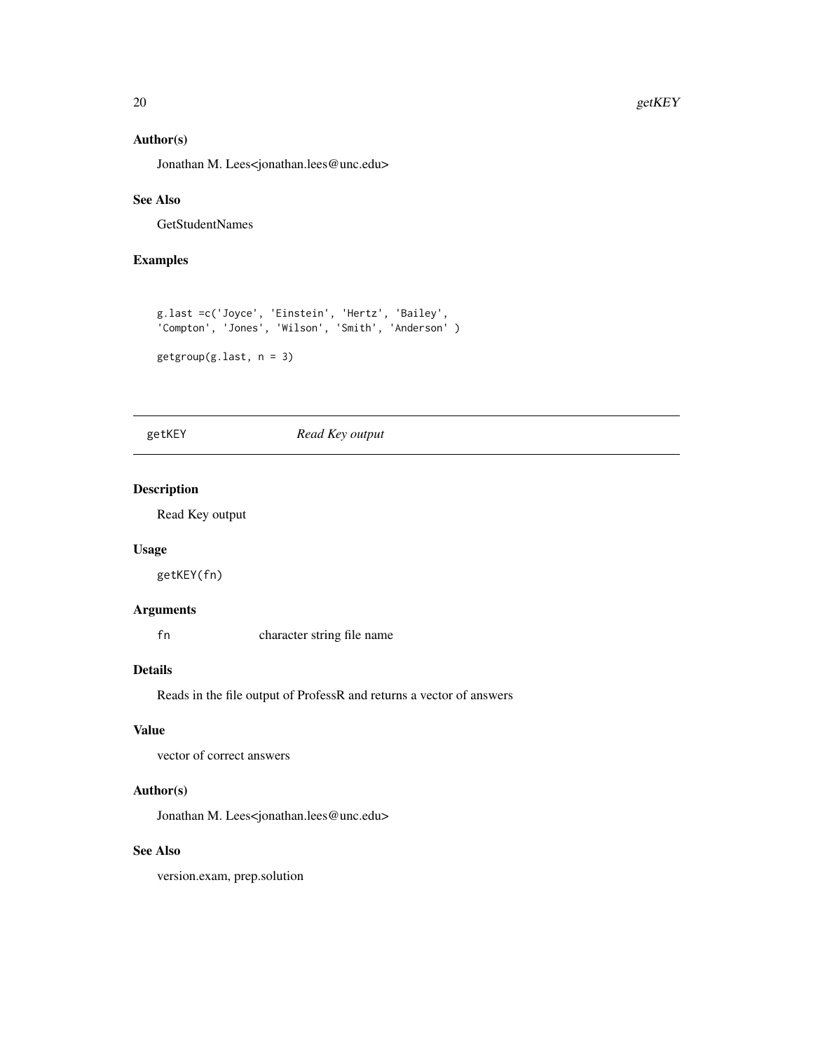### Author(s)

Jonathan M. Lees<jonathan.lees@unc.edu>

### See Also

GetStudentNames

### Examples

```
g.last =c('Joyce', 'Einstein', 'Hertz', 'Bailey',
'Compton', 'Jones', 'Wilson', 'Smith', 'Anderson' )

getgroup(g.last, n = 3)
```

---

## getKEY *Read Key output*

---

### Description

Read Key output

### Usage

```
getKEY(fn)
```

### Arguments

| | |
|---|---|
| `fn` | character string file name |

### Details

Reads in the file output of ProfessR and returns a vector of answers

### Value

vector of correct answers

### Author(s)

Jonathan M. Lees<jonathan.lees@unc.edu>

### See Also

version.exam, prep.solution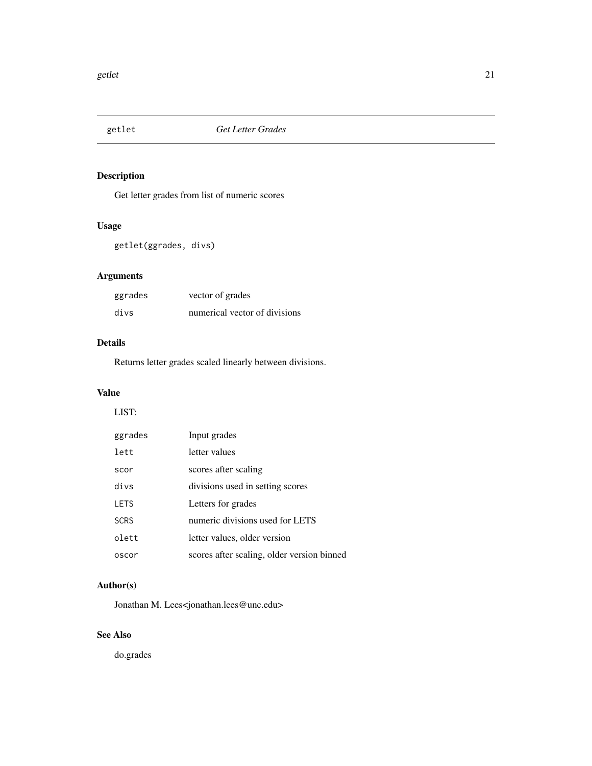## getlet *Get Letter Grades*

### Description

Get letter grades from list of numeric scores

### Usage

```
getlet(ggrades, divs)
```

### Arguments

| | |
|---|---|
| ggrades | vector of grades |
| divs | numerical vector of divisions |

### Details

Returns letter grades scaled linearly between divisions.

### Value

LIST:

| | |
|---|---|
| ggrades | Input grades |
| lett | letter values |
| scor | scores after scaling |
| divs | divisions used in setting scores |
| LETS | Letters for grades |
| SCRS | numeric divisions used for LETS |
| olett | letter values, older version |
| oscor | scores after scaling, older version binned |

### Author(s)

Jonathan M. Lees<jonathan.lees@unc.edu>

### See Also

do.grades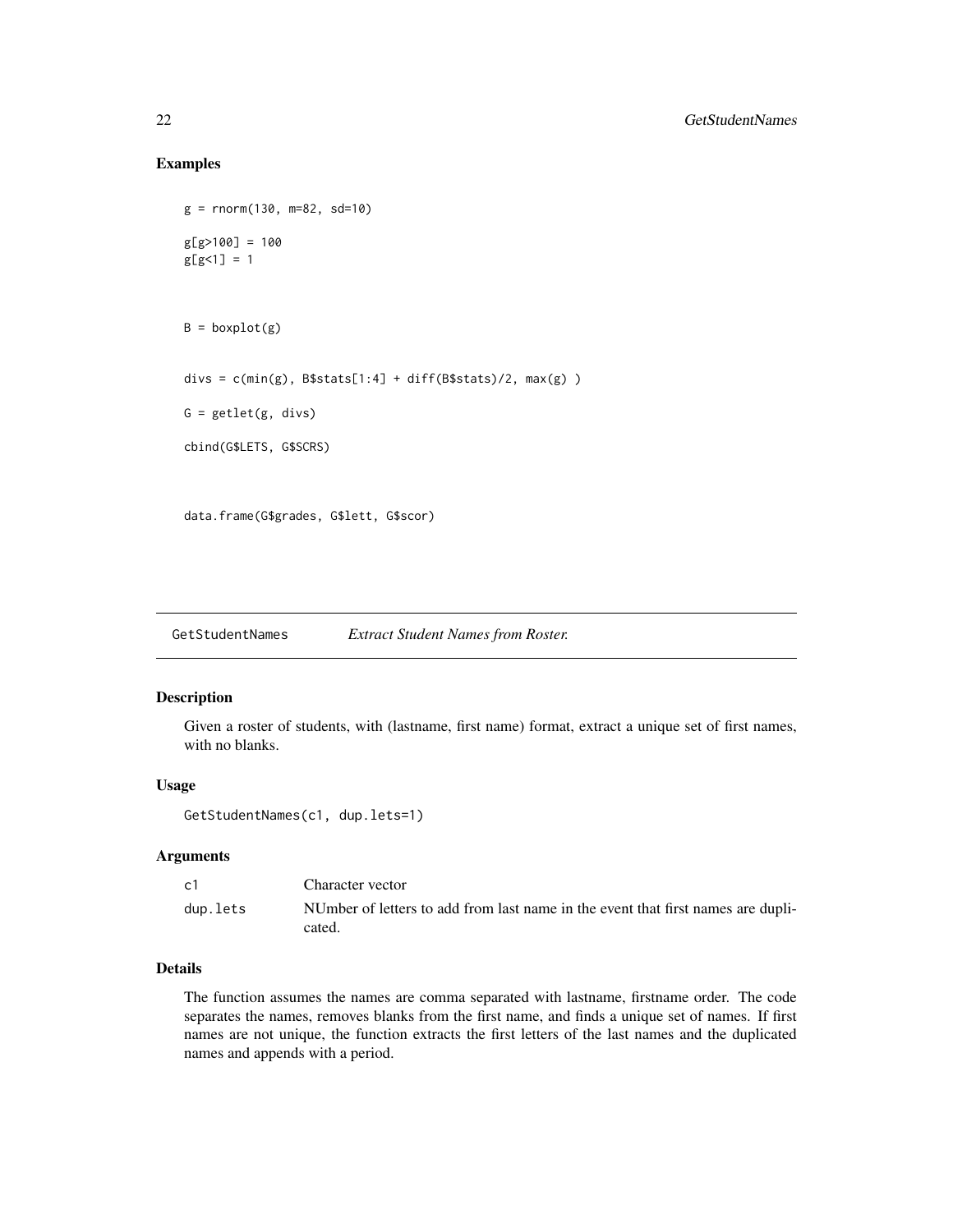## Examples

```
g = rnorm(130, m=82, sd=10)

g[g>100] = 100
g[g<1] = 1


B = boxplot(g)


divs = c(min(g), B$stats[1:4] + diff(B$stats)/2, max(g) )

G = getlet(g, divs)

cbind(G$LETS, G$SCRS)


data.frame(G$grades, G$lett, G$scor)
```

---

# GetStudentNames    *Extract Student Names from Roster.*

## Description

Given a roster of students, with (lastname, first name) format, extract a unique set of first names, with no blanks.

## Usage

```
GetStudentNames(c1, dup.lets=1)
```

## Arguments

| | |
|---|---|
| `c1` | Character vector |
| `dup.lets` | NUmber of letters to add from last name in the event that first names are duplicated. |

## Details

The function assumes the names are comma separated with lastname, firstname order. The code separates the names, removes blanks from the first name, and finds a unique set of names. If first names are not unique, the function extracts the first letters of the last names and the duplicated names and appends with a period.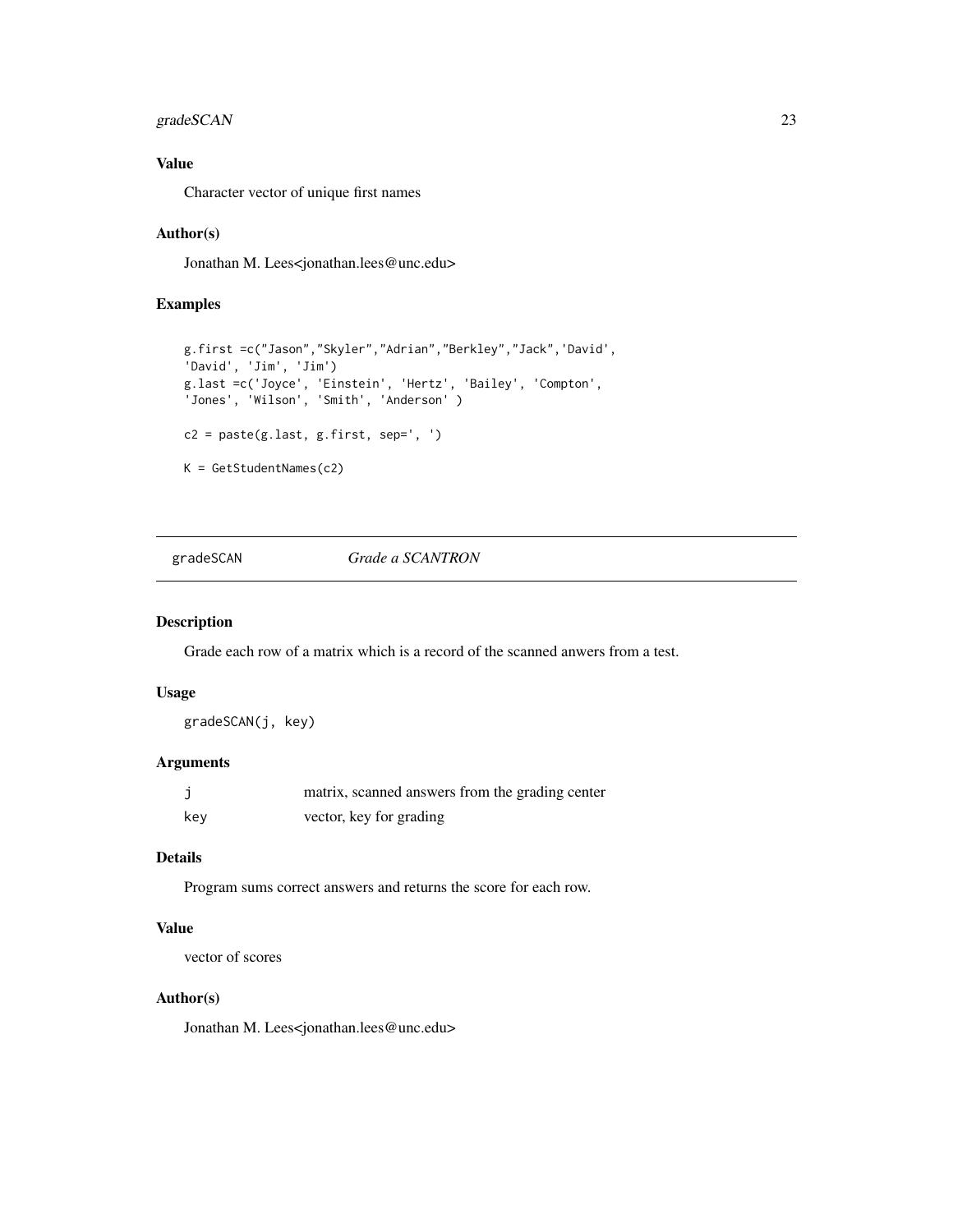## Value

Character vector of unique first names

## Author(s)

Jonathan M. Lees<jonathan.lees@unc.edu>

## Examples

```
g.first =c("Jason","Skyler","Adrian","Berkley","Jack",'David',
'David', 'Jim', 'Jim')
g.last =c('Joyce', 'Einstein', 'Hertz', 'Bailey', 'Compton',
'Jones', 'Wilson', 'Smith', 'Anderson' )

c2 = paste(g.last, g.first, sep=', ')

K = GetStudentNames(c2)
```

---

# gradeSCAN    *Grade a SCANTRON*

## Description

Grade each row of a matrix which is a record of the scanned anwers from a test.

## Usage

```
gradeSCAN(j, key)
```

## Arguments

| | |
|---|---|
| j | matrix, scanned answers from the grading center |
| key | vector, key for grading |

## Details

Program sums correct answers and returns the score for each row.

## Value

vector of scores

## Author(s)

Jonathan M. Lees<jonathan.lees@unc.edu>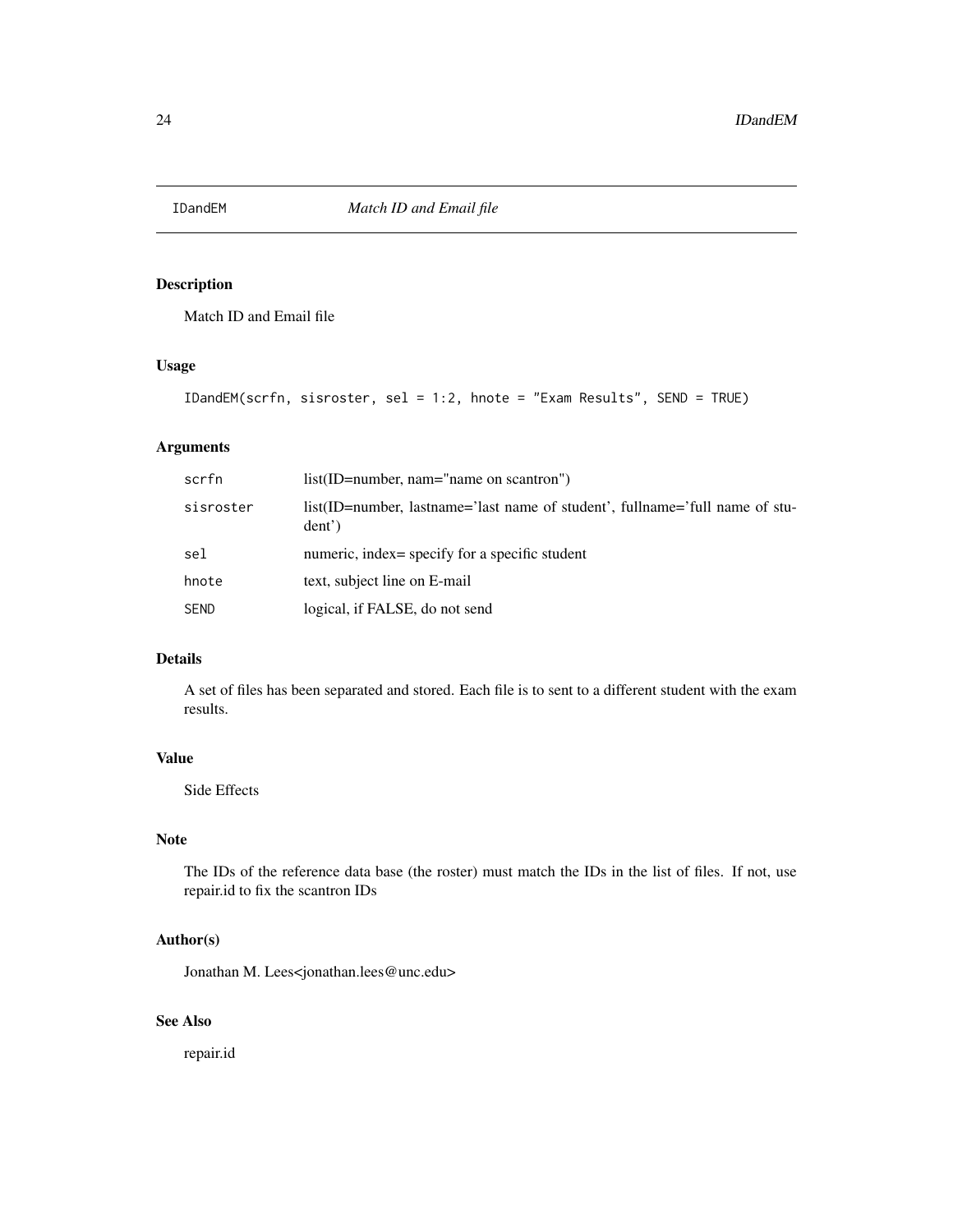# IDandEM — *Match ID and Email file*

## Description

Match ID and Email file

## Usage

```
IDandEM(scrfn, sisroster, sel = 1:2, hnote = "Exam Results", SEND = TRUE)
```

## Arguments

| | |
|---|---|
| `scrfn` | list(ID=number, nam="name on scantron") |
| `sisroster` | list(ID=number, lastname='last name of student', fullname='full name of student') |
| `sel` | numeric, index= specify for a specific student |
| `hnote` | text, subject line on E-mail |
| `SEND` | logical, if FALSE, do not send |

## Details

A set of files has been separated and stored. Each file is to sent to a different student with the exam results.

## Value

Side Effects

## Note

The IDs of the reference data base (the roster) must match the IDs in the list of files. If not, use repair.id to fix the scantron IDs

## Author(s)

Jonathan M. Lees<jonathan.lees@unc.edu>

## See Also

repair.id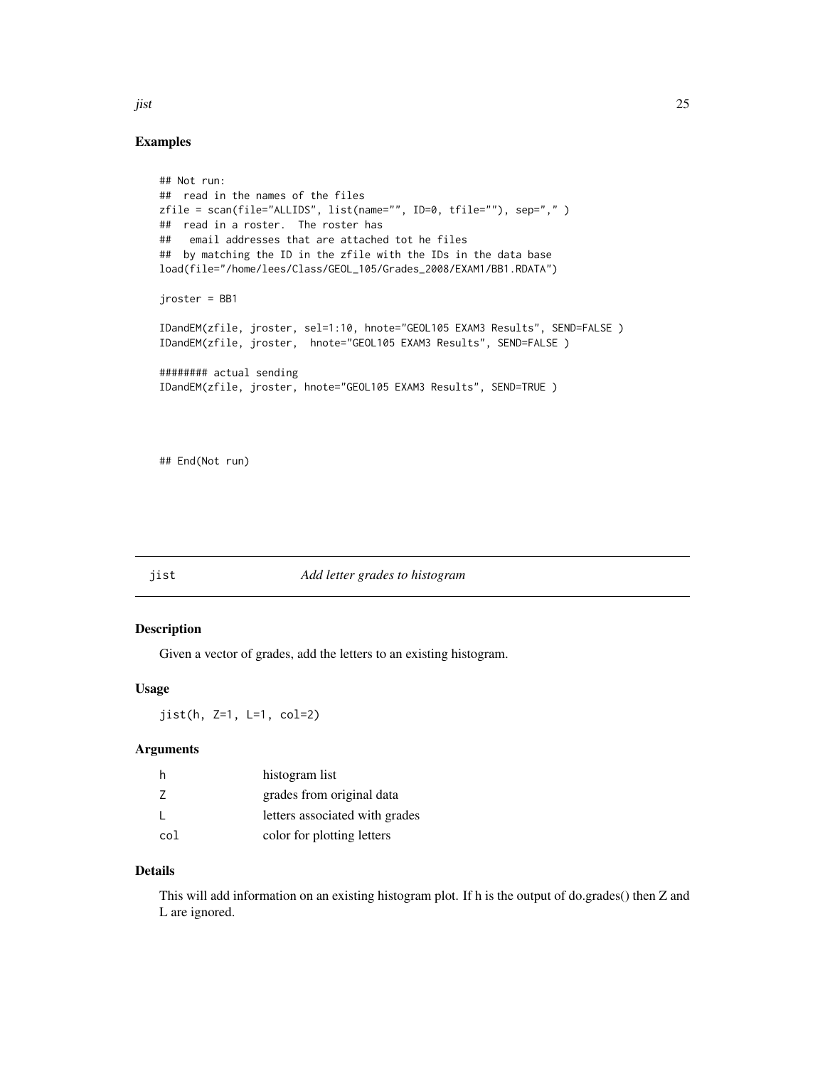## Examples

```
## Not run:
##  read in the names of the files
zfile = scan(file="ALLIDS", list(name="", ID=0, tfile=""), sep="," )
##  read in a roster.  The roster has
##   email addresses that are attached tot he files
##  by matching the ID in the zfile with the IDs in the data base
load(file="/home/lees/Class/GEOL_105/Grades_2008/EXAM1/BB1.RDATA")

jroster = BB1

IDandEM(zfile, jroster, sel=1:10, hnote="GEOL105 EXAM3 Results", SEND=FALSE )
IDandEM(zfile, jroster,  hnote="GEOL105 EXAM3 Results", SEND=FALSE )

######## actual sending
IDandEM(zfile, jroster, hnote="GEOL105 EXAM3 Results", SEND=TRUE )




## End(Not run)
```

---

# jist *Add letter grades to histogram*

---

## Description

Given a vector of grades, add the letters to an existing histogram.

## Usage

```
jist(h, Z=1, L=1, col=2)
```

## Arguments

| | |
|---|---|
| h | histogram list |
| Z | grades from original data |
| L | letters associated with grades |
| col | color for plotting letters |

## Details

This will add information on an existing histogram plot. If h is the output of do.grades() then Z and L are ignored.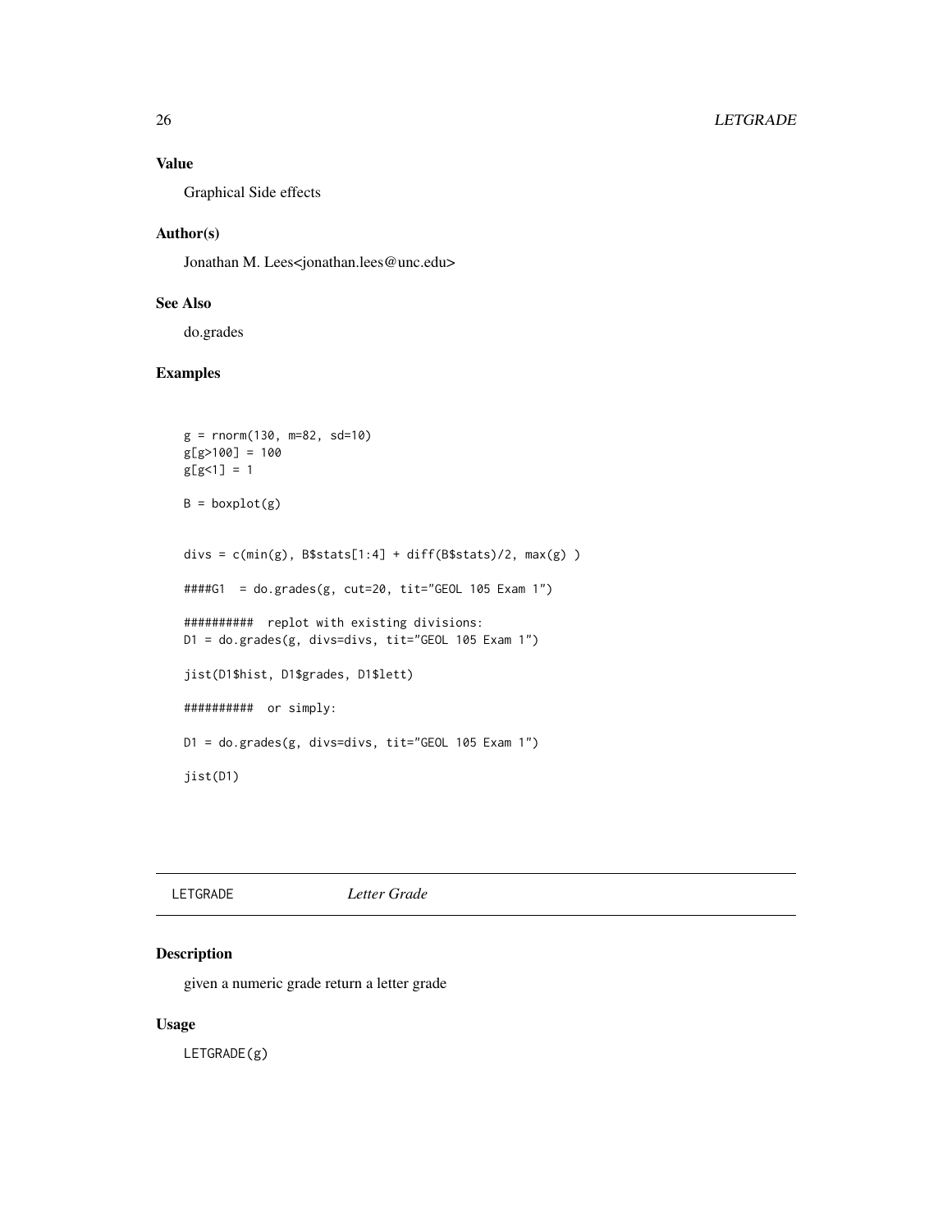## Value

Graphical Side effects

## Author(s)

Jonathan M. Lees<jonathan.lees@unc.edu>

## See Also

do.grades

## Examples

```
g = rnorm(130, m=82, sd=10)
g[g>100] = 100
g[g<1] = 1

B = boxplot(g)


divs = c(min(g), B$stats[1:4] + diff(B$stats)/2, max(g) )

####G1  = do.grades(g, cut=20, tit="GEOL 105 Exam 1")

##########  replot with existing divisions:
D1 = do.grades(g, divs=divs, tit="GEOL 105 Exam 1")

jist(D1$hist, D1$grades, D1$lett)

##########  or simply:

D1 = do.grades(g, divs=divs, tit="GEOL 105 Exam 1")

jist(D1)
```

---

# LETGRADE *Letter Grade*

## Description

given a numeric grade return a letter grade

## Usage

```
LETGRADE(g)
```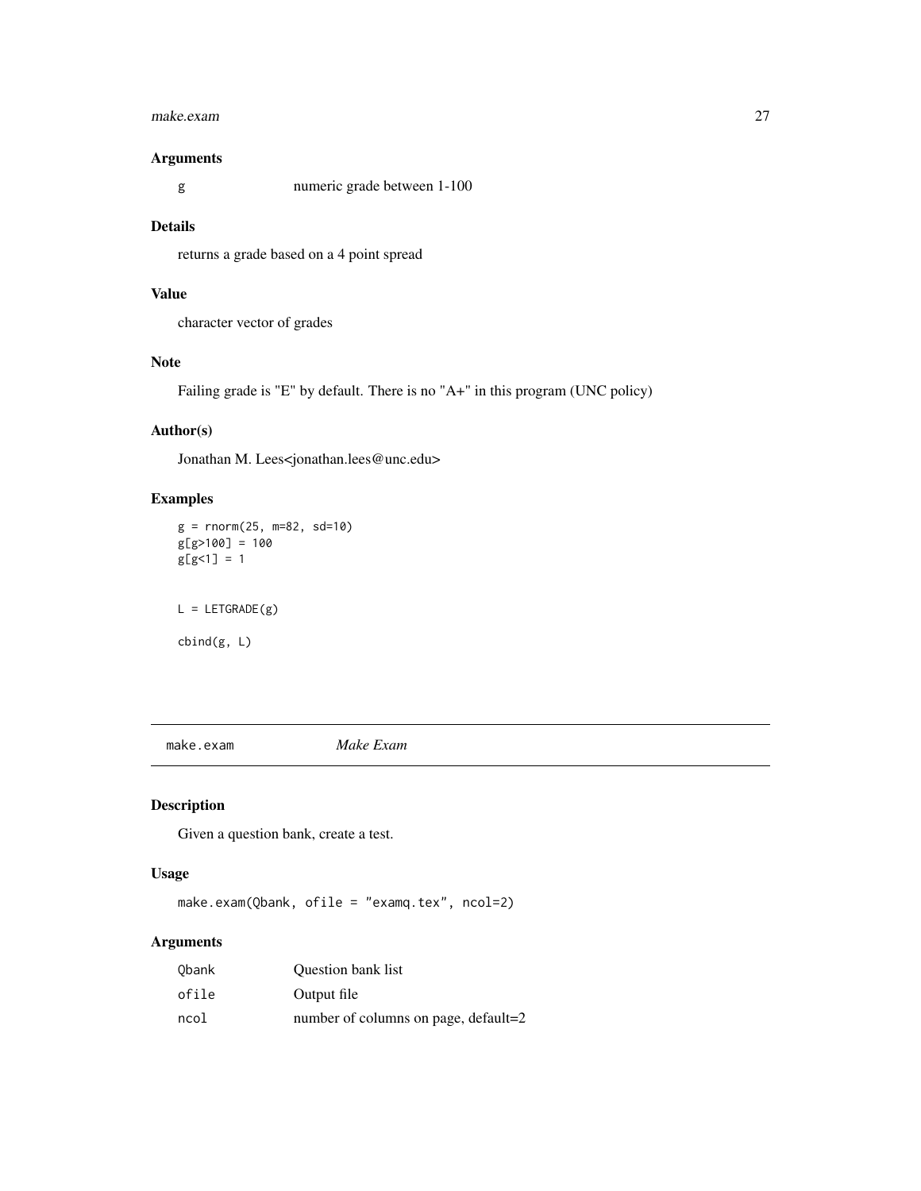### Arguments

| | |
|---|---|
| g | numeric grade between 1-100 |

### Details

returns a grade based on a 4 point spread

### Value

character vector of grades

### Note

Failing grade is "E" by default. There is no "A+" in this program (UNC policy)

### Author(s)

Jonathan M. Lees<jonathan.lees@unc.edu>

### Examples

```
g = rnorm(25, m=82, sd=10)
g[g>100] = 100
g[g<1] = 1


L = LETGRADE(g)

cbind(g, L)
```

---

## make.exam *Make Exam*

### Description

Given a question bank, create a test.

### Usage

```
make.exam(Qbank, ofile = "examq.tex", ncol=2)
```

### Arguments

| | |
|---|---|
| Qbank | Question bank list |
| ofile | Output file |
| ncol | number of columns on page, default=2 |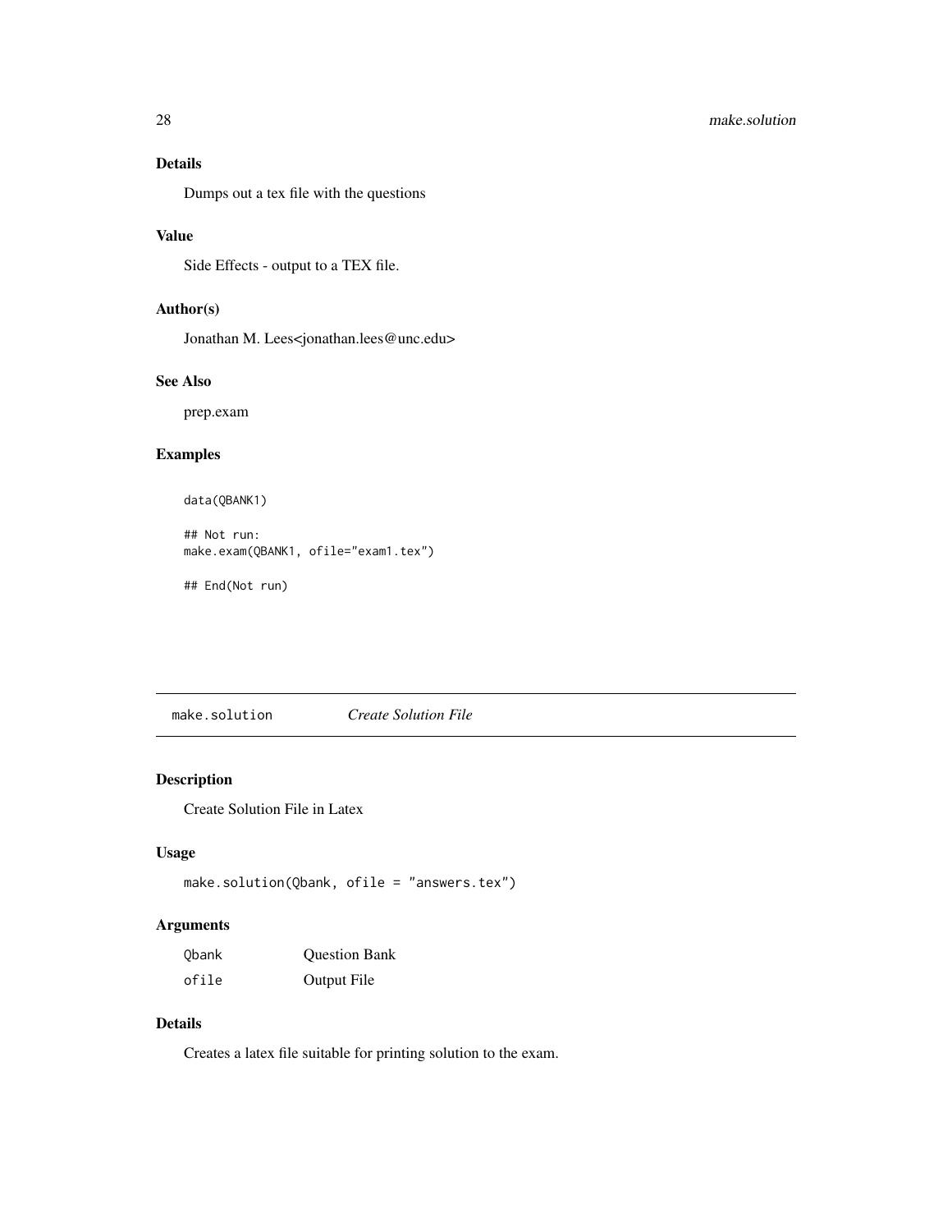### Details

Dumps out a tex file with the questions

### Value

Side Effects - output to a TEX file.

### Author(s)

Jonathan M. Lees<jonathan.lees@unc.edu>

### See Also

prep.exam

### Examples

```
data(QBANK1)

## Not run:
make.exam(QBANK1, ofile="exam1.tex")

## End(Not run)
```

---

## make.solution    *Create Solution File*

---

### Description

Create Solution File in Latex

### Usage

```
make.solution(Qbank, ofile = "answers.tex")
```

### Arguments

| | |
|---|---|
| Qbank | Question Bank |
| ofile | Output File |

### Details

Creates a latex file suitable for printing solution to the exam.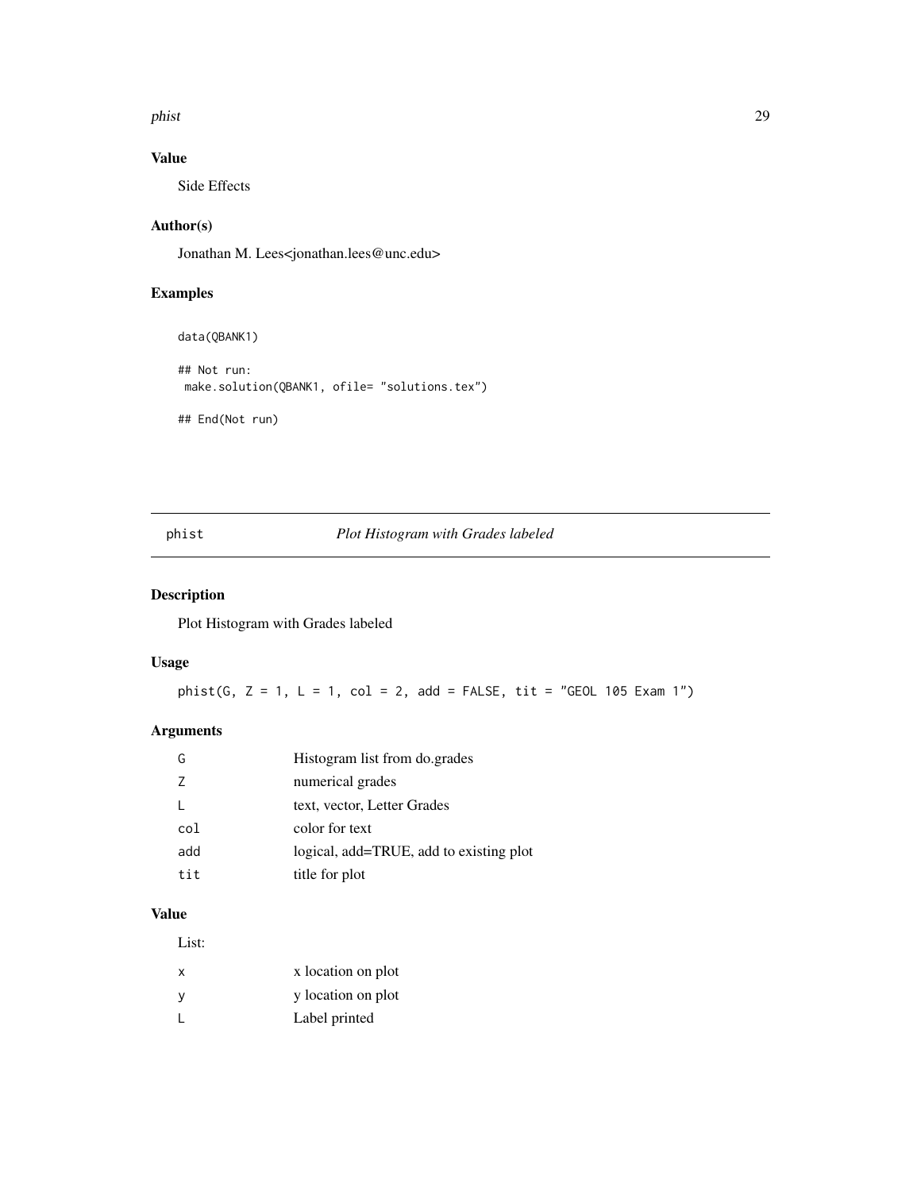## Value

Side Effects

## Author(s)

Jonathan M. Lees<jonathan.lees@unc.edu>

## Examples

```
data(QBANK1)

## Not run:
 make.solution(QBANK1, ofile= "solutions.tex")

## End(Not run)
```

---

# phist — *Plot Histogram with Grades labeled*

## Description

Plot Histogram with Grades labeled

## Usage

```
phist(G, Z = 1, L = 1, col = 2, add = FALSE, tit = "GEOL 105 Exam 1")
```

## Arguments

| | |
|---|---|
| G | Histogram list from do.grades |
| Z | numerical grades |
| L | text, vector, Letter Grades |
| col | color for text |
| add | logical, add=TRUE, add to existing plot |
| tit | title for plot |

## Value

List:

| | |
|---|---|
| x | x location on plot |
| y | y location on plot |
| L | Label printed |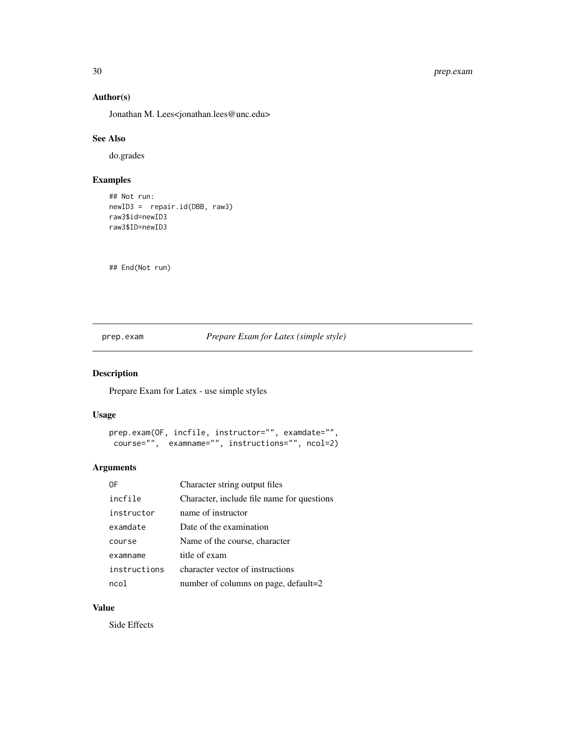### Author(s)

Jonathan M. Lees<jonathan.lees@unc.edu>

### See Also

do.grades

### Examples

```
## Not run:
newID3 =  repair.id(DBB, raw3)
raw3$id=newID3
raw3$ID=newID3


## End(Not run)
```

---

## prep.exam *Prepare Exam for Latex (simple style)*

---

### Description

Prepare Exam for Latex - use simple styles

### Usage

```
prep.exam(OF, incfile, instructor="", examdate="",
 course="",  examname="", instructions="", ncol=2)
```

### Arguments

| | |
|---|---|
| OF | Character string output files |
| incfile | Character, include file name for questions |
| instructor | name of instructor |
| examdate | Date of the examination |
| course | Name of the course, character |
| examname | title of exam |
| instructions | character vector of instructions |
| ncol | number of columns on page, default=2 |

### Value

Side Effects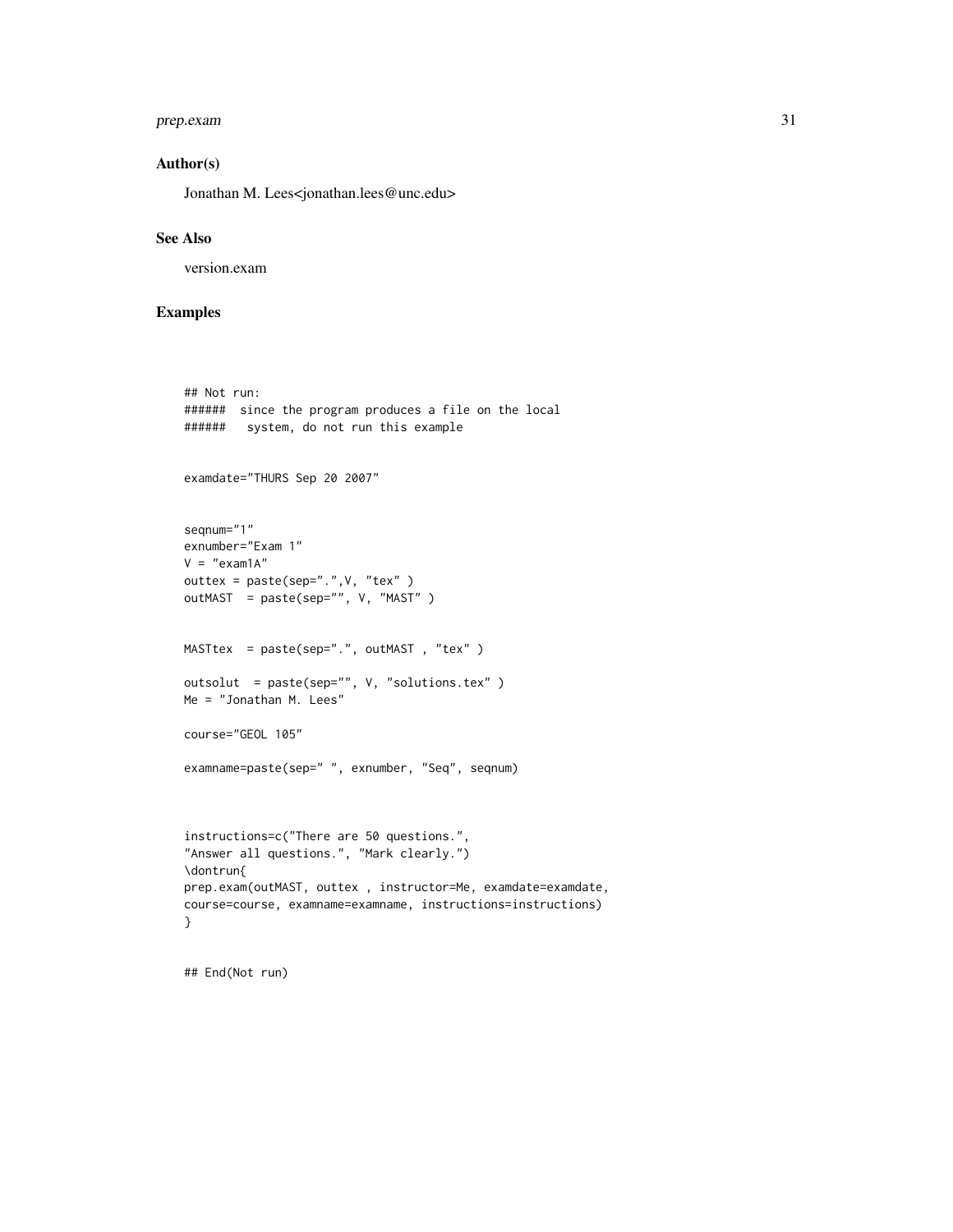## Author(s)

Jonathan M. Lees<jonathan.lees@unc.edu>

## See Also

version.exam

## Examples

```
## Not run:
######  since the program produces a file on the local
######   system, do not run this example


examdate="THURS Sep 20 2007"


seqnum="1"
exnumber="Exam 1"
V = "exam1A"
outtex = paste(sep=".",V, "tex" )
outMAST  = paste(sep="", V, "MAST" )


MASTtex  = paste(sep=".", outMAST , "tex" )

outsolut  = paste(sep="", V, "solutions.tex" )
Me = "Jonathan M. Lees"

course="GEOL 105"

examname=paste(sep=" ", exnumber, "Seq", seqnum)



instructions=c("There are 50 questions.",
"Answer all questions.", "Mark clearly.")
\dontrun{
prep.exam(outMAST, outtex , instructor=Me, examdate=examdate,
course=course, examname=examname, instructions=instructions)
}


## End(Not run)
```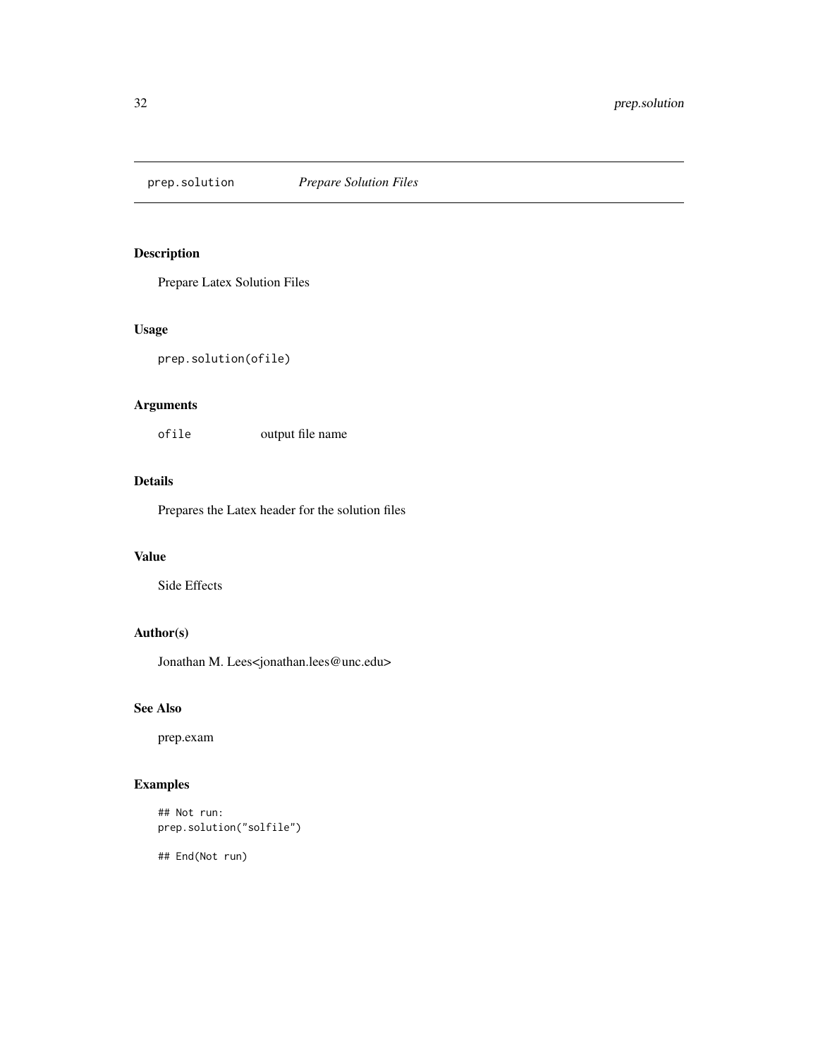## prep.solution *Prepare Solution Files*

### Description

Prepare Latex Solution Files

### Usage

```
prep.solution(ofile)
```

### Arguments

| | |
|---|---|
| ofile | output file name |

### Details

Prepares the Latex header for the solution files

### Value

Side Effects

### Author(s)

Jonathan M. Lees<jonathan.lees@unc.edu>

### See Also

prep.exam

### Examples

```
## Not run:
prep.solution("solfile")

## End(Not run)
```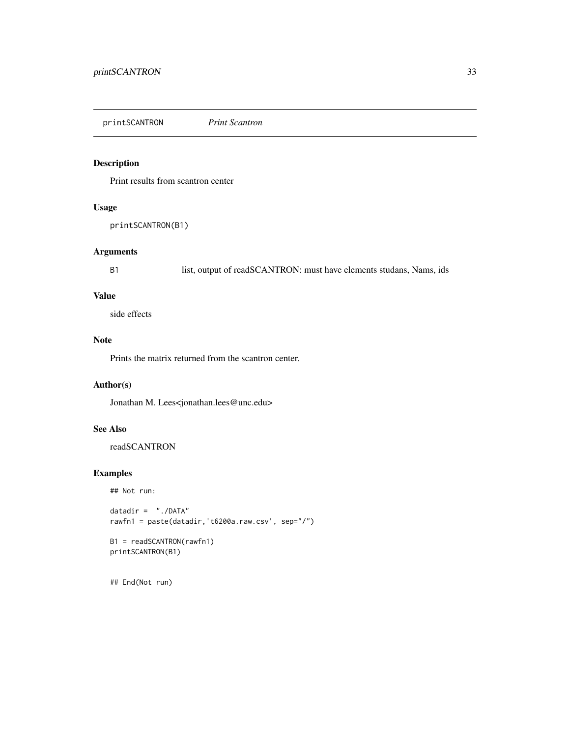## printSCANTRON *Print Scantron*

### Description

Print results from scantron center

### Usage

```
printSCANTRON(B1)
```

### Arguments

| | |
|---|---|
| B1 | list, output of readSCANTRON: must have elements studans, Nams, ids |

### Value

side effects

### Note

Prints the matrix returned from the scantron center.

### Author(s)

Jonathan M. Lees<jonathan.lees@unc.edu>

### See Also

readSCANTRON

### Examples

```
## Not run:

datadir =  "./DATA"
rawfn1 = paste(datadir,'t6200a.raw.csv', sep="/")

B1 = readSCANTRON(rawfn1)
printSCANTRON(B1)


## End(Not run)
```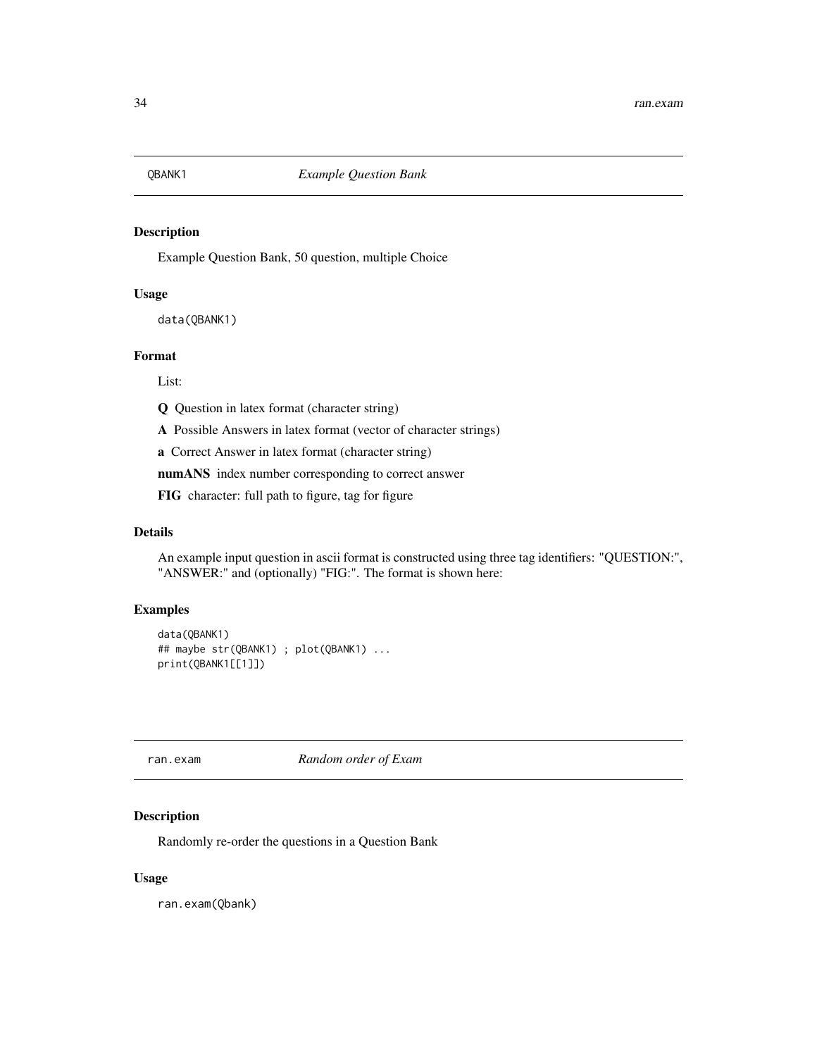## QBANK1 *Example Question Bank*

### Description

Example Question Bank, 50 question, multiple Choice

### Usage

```
data(QBANK1)
```

### Format

List:

**Q** Question in latex format (character string)

**A** Possible Answers in latex format (vector of character strings)

**a** Correct Answer in latex format (character string)

**numANS** index number corresponding to correct answer

**FIG** character: full path to figure, tag for figure

### Details

An example input question in ascii format is constructed using three tag identifiers: "QUESTION:", "ANSWER:" and (optionally) "FIG:". The format is shown here:

### Examples

```
data(QBANK1)
## maybe str(QBANK1) ; plot(QBANK1) ...
print(QBANK1[[1]])
```

## ran.exam *Random order of Exam*

### Description

Randomly re-order the questions in a Question Bank

### Usage

```
ran.exam(Qbank)
```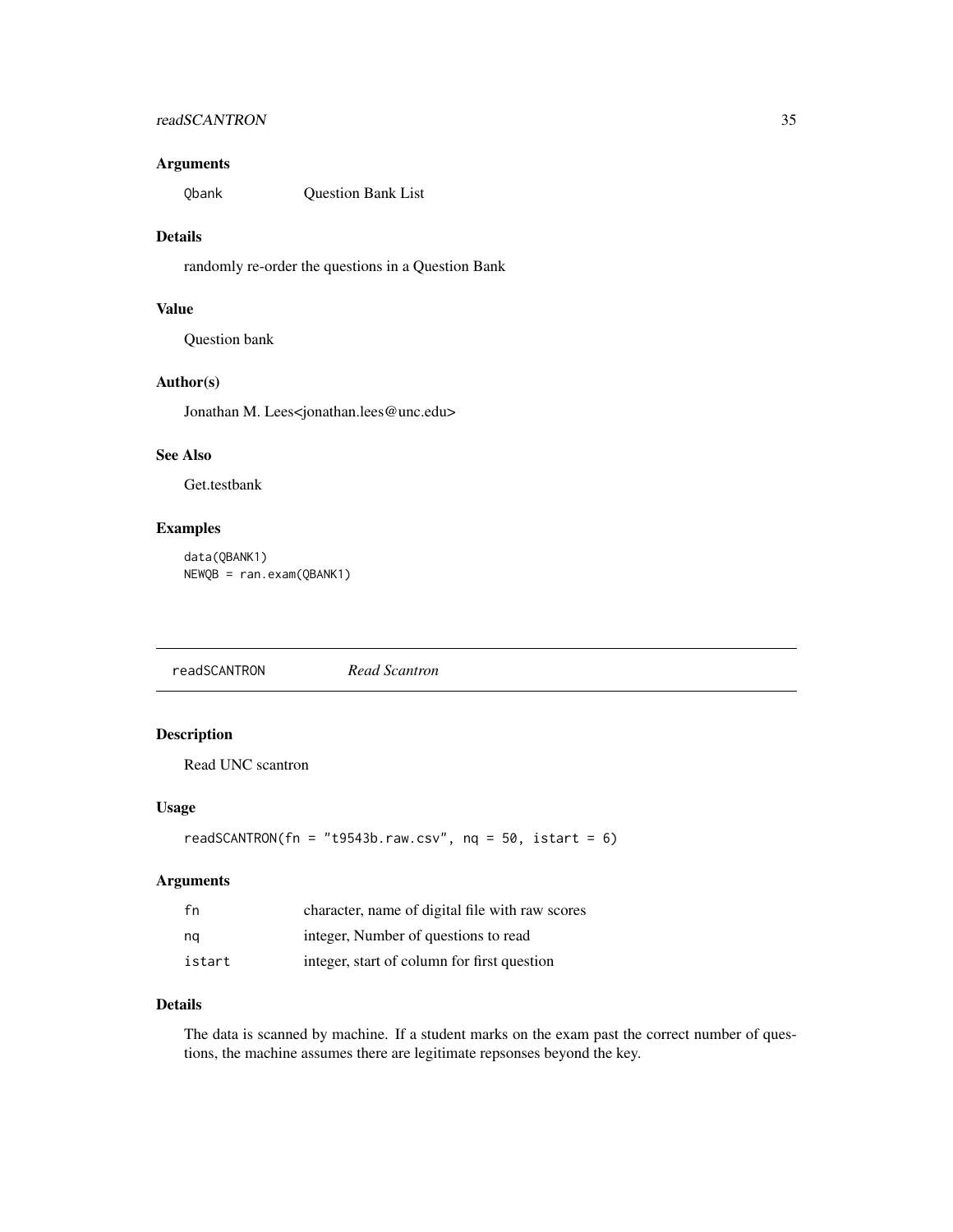### Arguments

| | |
|---|---|
| Qbank | Question Bank List |

### Details

randomly re-order the questions in a Question Bank

### Value

Question bank

### Author(s)

Jonathan M. Lees<jonathan.lees@unc.edu>

### See Also

Get.testbank

### Examples

```
data(QBANK1)
NEWQB = ran.exam(QBANK1)
```

---

## readSCANTRON *Read Scantron*

### Description

Read UNC scantron

### Usage

```
readSCANTRON(fn = "t9543b.raw.csv", nq = 50, istart = 6)
```

### Arguments

| | |
|---|---|
| fn | character, name of digital file with raw scores |
| nq | integer, Number of questions to read |
| istart | integer, start of column for first question |

### Details

The data is scanned by machine. If a student marks on the exam past the correct number of questions, the machine assumes there are legitimate repsonses beyond the key.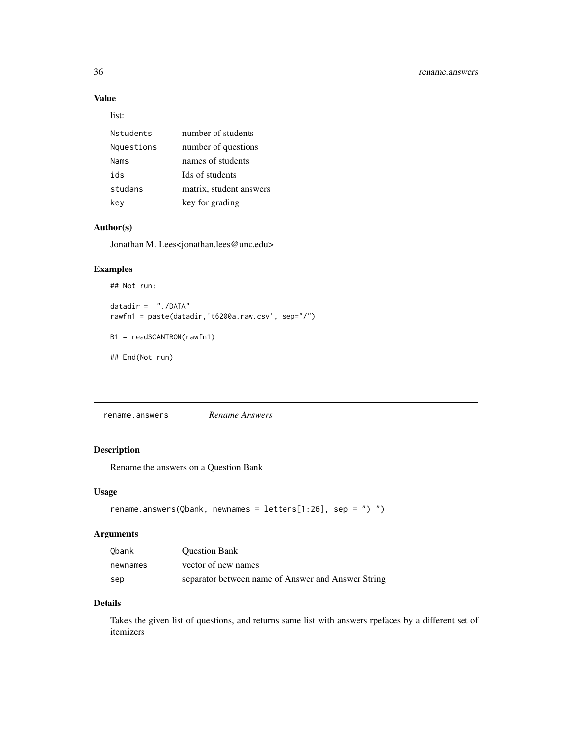## Value

list:

| | |
|---|---|
| Nstudents | number of students |
| Nquestions | number of questions |
| Nams | names of students |
| ids | Ids of students |
| studans | matrix, student answers |
| key | key for grading |

## Author(s)

Jonathan M. Lees<jonathan.lees@unc.edu>

## Examples

```
## Not run:

datadir =  "./DATA"
rawfn1 = paste(datadir,'t6200a.raw.csv', sep="/")

B1 = readSCANTRON(rawfn1)

## End(Not run)
```

---

# rename.answers *Rename Answers*

## Description

Rename the answers on a Question Bank

## Usage

```
rename.answers(Qbank, newnames = letters[1:26], sep = ") ")
```

## Arguments

| | |
|---|---|
| Qbank | Question Bank |
| newnames | vector of new names |
| sep | separator between name of Answer and Answer String |

## Details

Takes the given list of questions, and returns same list with answers rpefaces by a different set of itemizers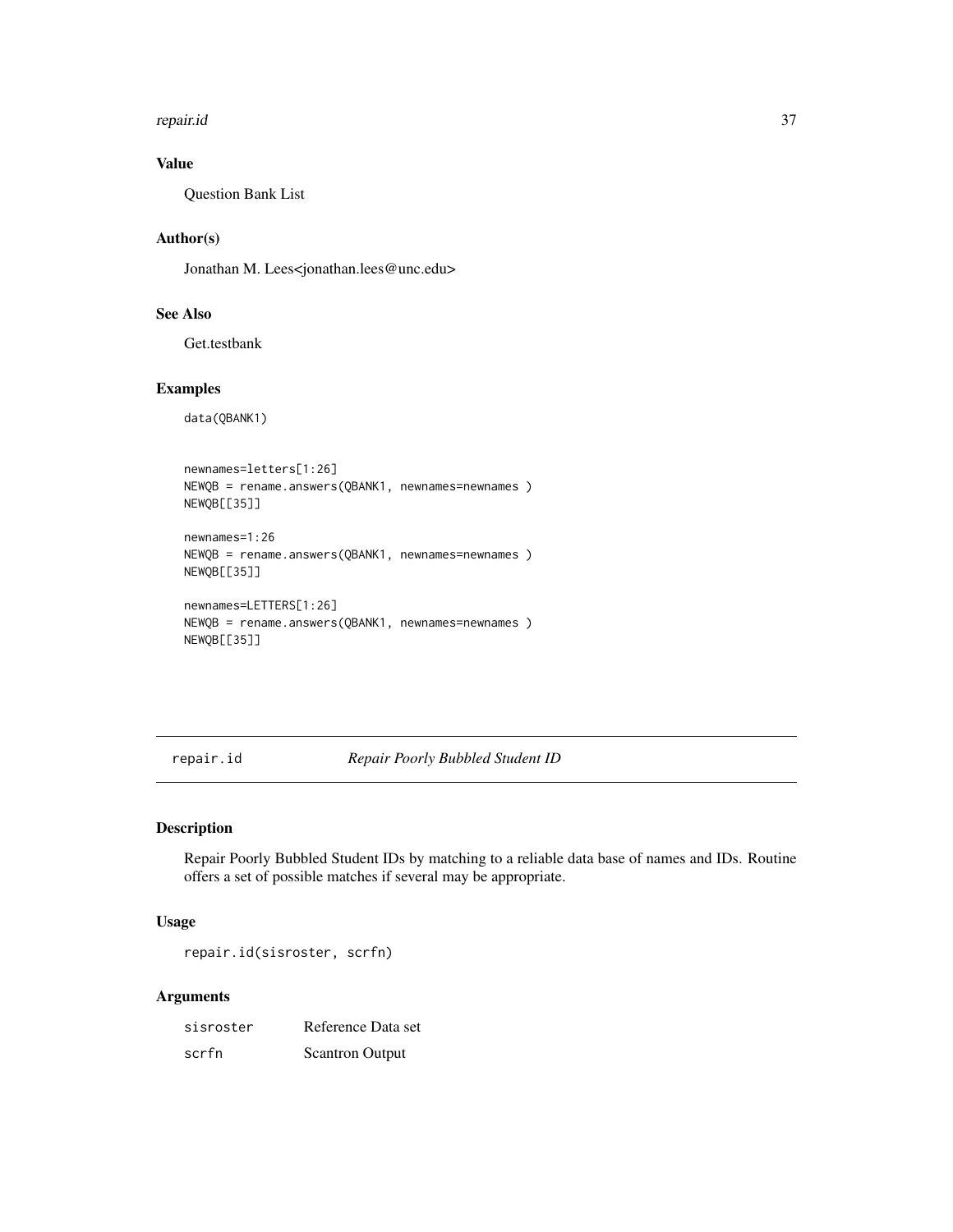### Value

Question Bank List

### Author(s)

Jonathan M. Lees<jonathan.lees@unc.edu>

### See Also

Get.testbank

### Examples

```
data(QBANK1)


newnames=letters[1:26]
NEWQB = rename.answers(QBANK1, newnames=newnames )
NEWQB[[35]]

newnames=1:26
NEWQB = rename.answers(QBANK1, newnames=newnames )
NEWQB[[35]]

newnames=LETTERS[1:26]
NEWQB = rename.answers(QBANK1, newnames=newnames )
NEWQB[[35]]
```

---

## repair.id *Repair Poorly Bubbled Student ID*

### Description

Repair Poorly Bubbled Student IDs by matching to a reliable data base of names and IDs. Routine offers a set of possible matches if several may be appropriate.

### Usage

```
repair.id(sisroster, scrfn)
```

### Arguments

| | |
|---|---|
| sisroster | Reference Data set |
| scrfn | Scantron Output |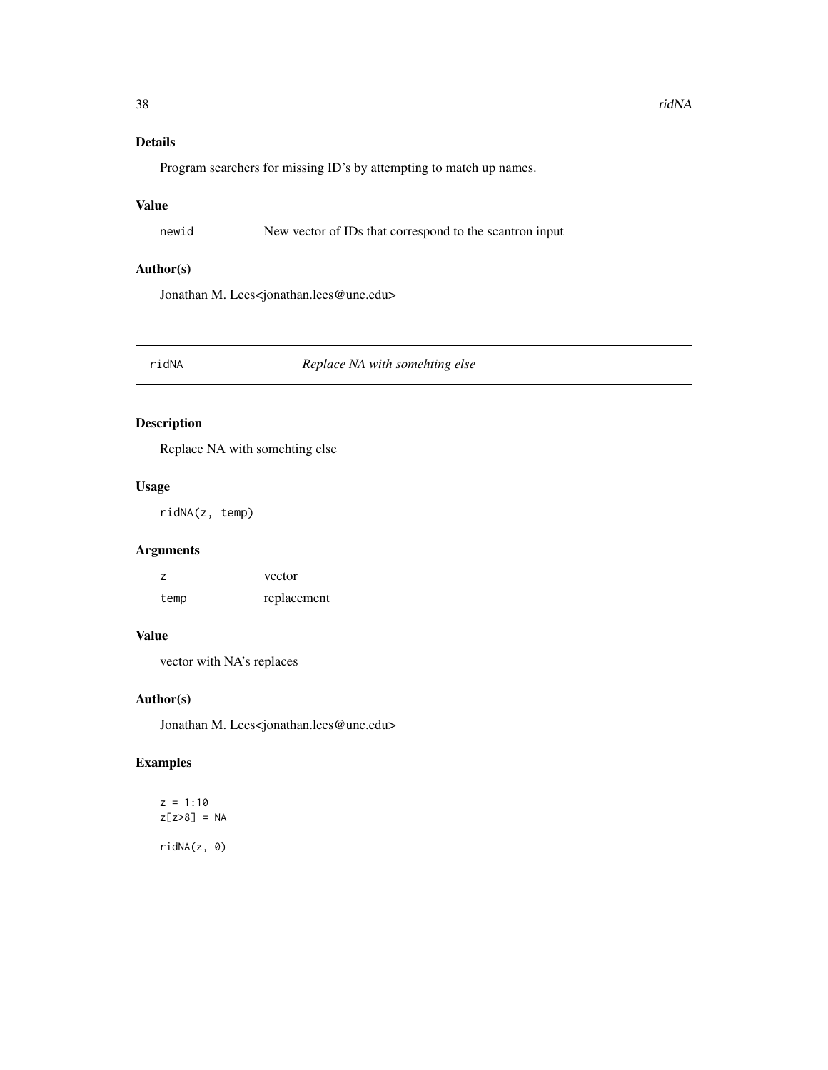### Details

Program searchers for missing ID's by attempting to match up names.

### Value

| | |
|---|---|
| newid | New vector of IDs that correspond to the scantron input |

### Author(s)

Jonathan M. Lees<jonathan.lees@unc.edu>

---

## ridNA — *Replace NA with somehting else*

---

### Description

Replace NA with somehting else

### Usage

```
ridNA(z, temp)
```

### Arguments

| | |
|---|---|
| z | vector |
| temp | replacement |

### Value

vector with NA's replaces

### Author(s)

Jonathan M. Lees<jonathan.lees@unc.edu>

### Examples

```
z = 1:10
z[z>8] = NA

ridNA(z, 0)
```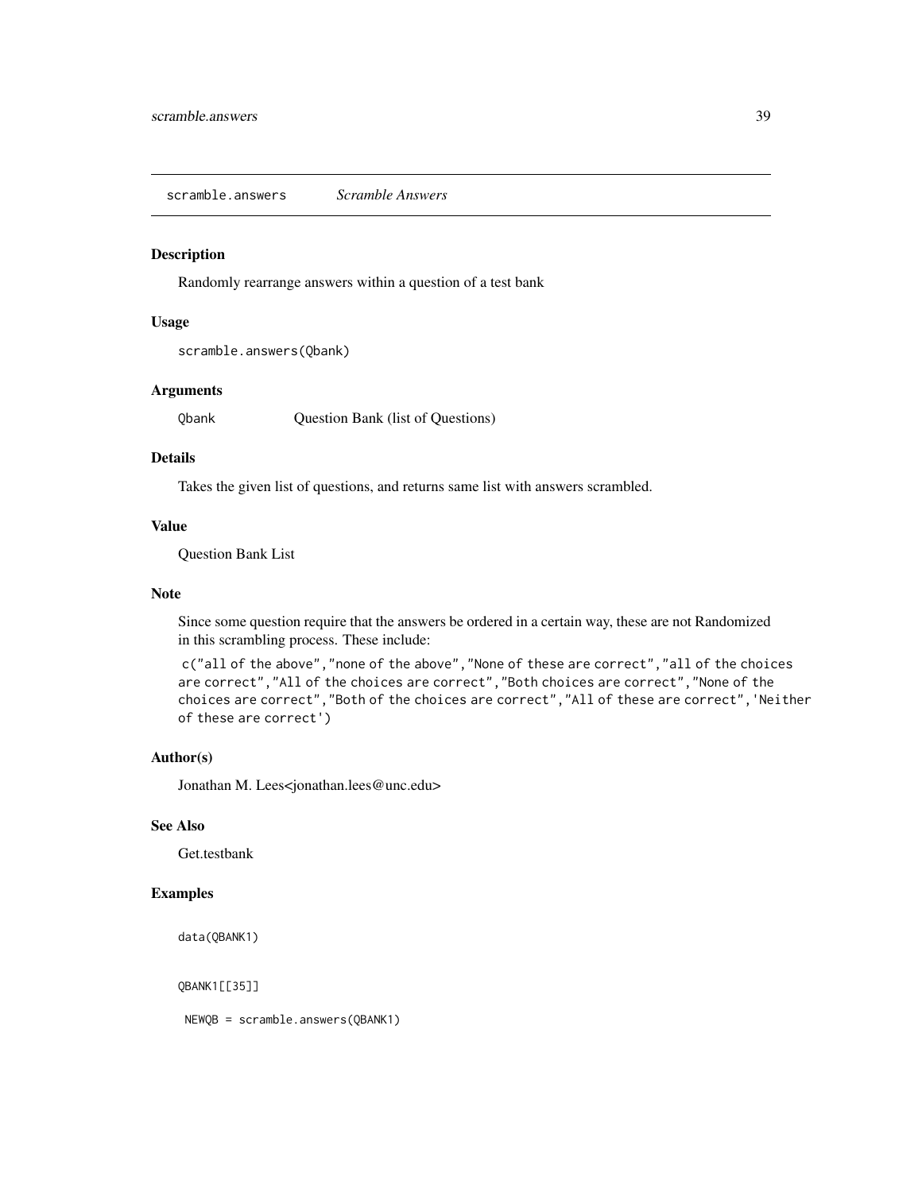## scramble.answers *Scramble Answers*

### Description

Randomly rearrange answers within a question of a test bank

### Usage

```
scramble.answers(Qbank)
```

### Arguments

| | |
|---|---|
| `Qbank` | Question Bank (list of Questions) |

### Details

Takes the given list of questions, and returns same list with answers scrambled.

### Value

Question Bank List

### Note

Since some question require that the answers be ordered in a certain way, these are not Randomized in this scrambling process. These include:

`c("all of the above","none of the above","None of these are correct","all of the choices are correct","All of the choices are correct","Both choices are correct","None of the choices are correct","Both of the choices are correct","All of these are correct",'Neither of these are correct')`

### Author(s)

Jonathan M. Lees<jonathan.lees@unc.edu>

### See Also

Get.testbank

### Examples

```
data(QBANK1)

QBANK1[[35]]

 NEWQB = scramble.answers(QBANK1)
```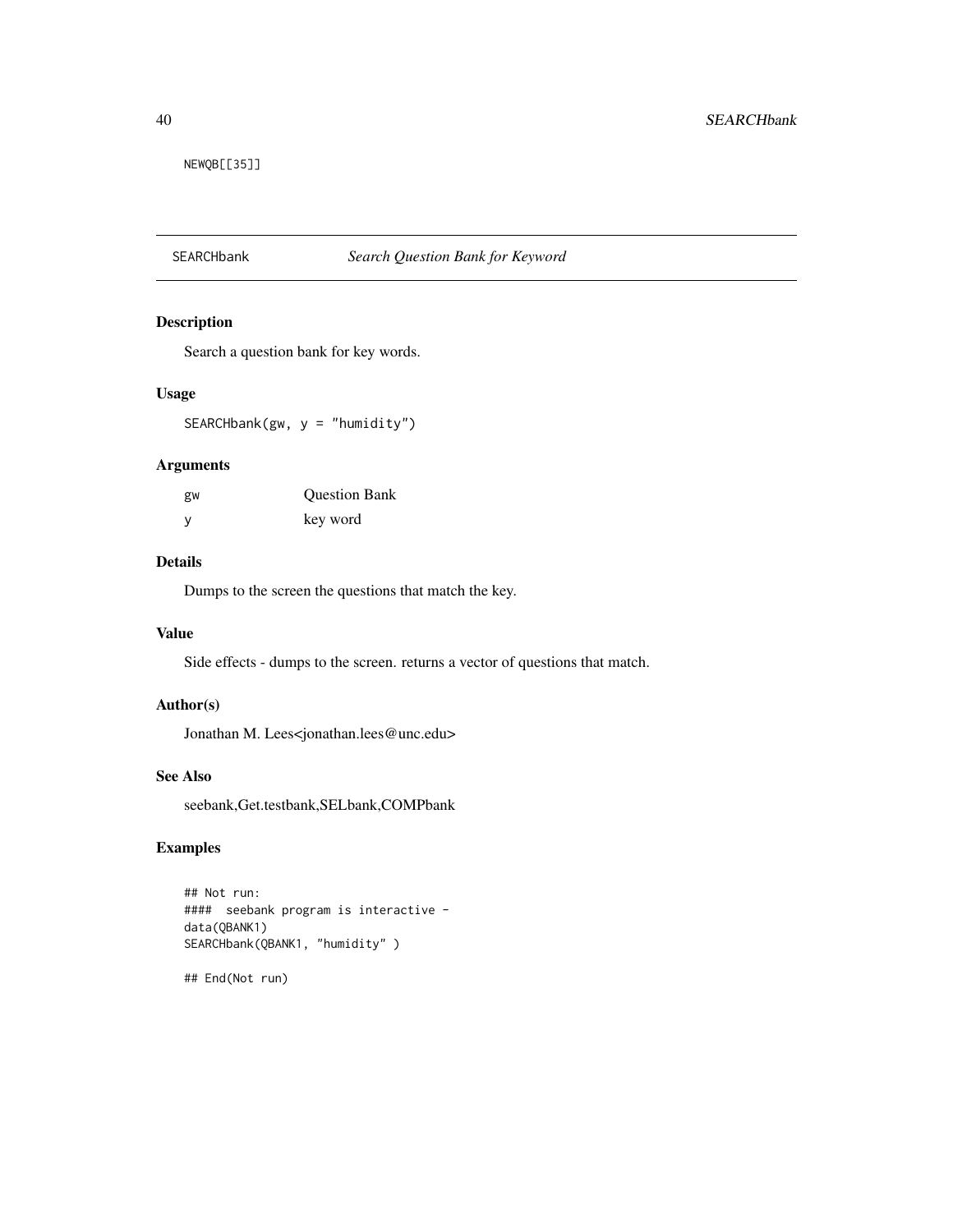```
NEWQB[[35]]
```

## SEARCHbank *Search Question Bank for Keyword*

### Description

Search a question bank for key words.

### Usage

```
SEARCHbank(gw, y = "humidity")
```

### Arguments

| | |
|---|---|
| gw | Question Bank |
| y | key word |

### Details

Dumps to the screen the questions that match the key.

### Value

Side effects - dumps to the screen. returns a vector of questions that match.

### Author(s)

Jonathan M. Lees<jonathan.lees@unc.edu>

### See Also

seebank,Get.testbank,SELbank,COMPbank

### Examples

```
## Not run:
####  seebank program is interactive -
data(QBANK1)
SEARCHbank(QBANK1, "humidity" )

## End(Not run)
```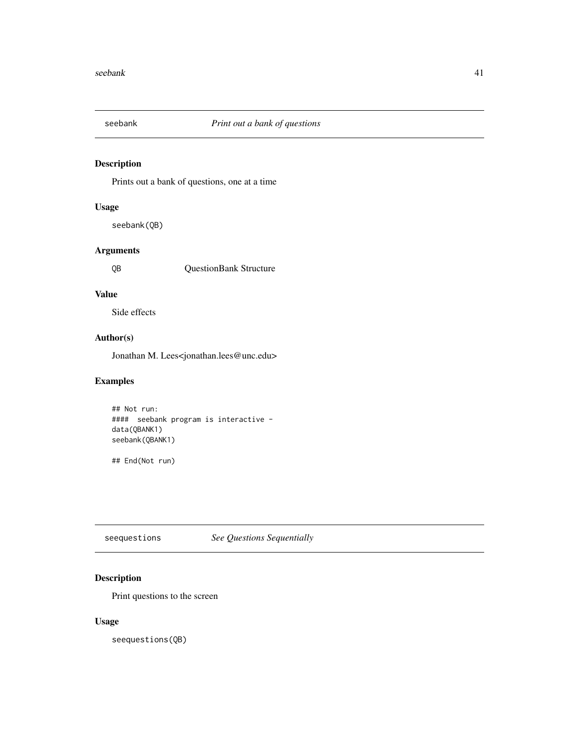## seebank — *Print out a bank of questions*

### Description

Prints out a bank of questions, one at a time

### Usage

```
seebank(QB)
```

### Arguments

| | |
|---|---|
| QB | QuestionBank Structure |

### Value

Side effects

### Author(s)

Jonathan M. Lees<jonathan.lees@unc.edu>

### Examples

```
## Not run:
####  seebank program is interactive -
data(QBANK1)
seebank(QBANK1)

## End(Not run)
```

## seequestions — *See Questions Sequentially*

### Description

Print questions to the screen

### Usage

```
seequestions(QB)
```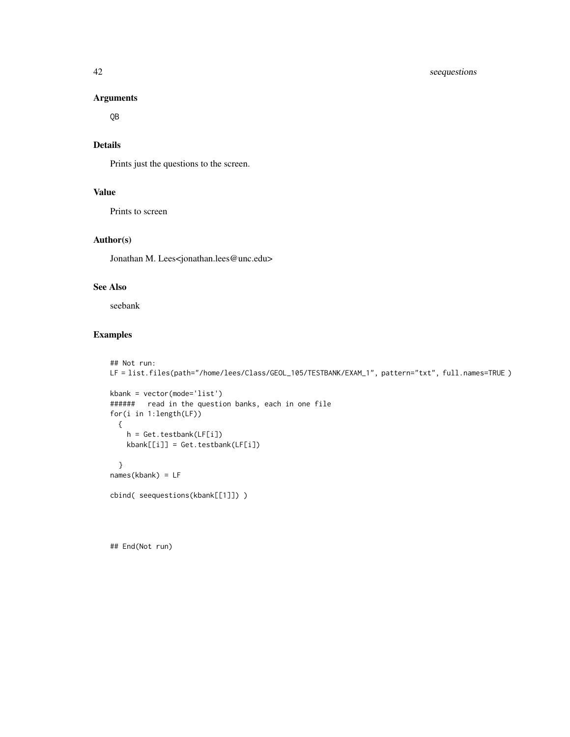### Arguments

QB

### Details

Prints just the questions to the screen.

### Value

Prints to screen

### Author(s)

Jonathan M. Lees<jonathan.lees@unc.edu>

### See Also

seebank

### Examples

```
## Not run:
LF = list.files(path="/home/lees/Class/GEOL_105/TESTBANK/EXAM_1", pattern="txt", full.names=TRUE )

kbank = vector(mode='list')
######   read in the question banks, each in one file
for(i in 1:length(LF))
  {
    h = Get.testbank(LF[i])
    kbank[[i]] = Get.testbank(LF[i])

  }
names(kbank) = LF

cbind( seequestions(kbank[[1]]) )




## End(Not run)
```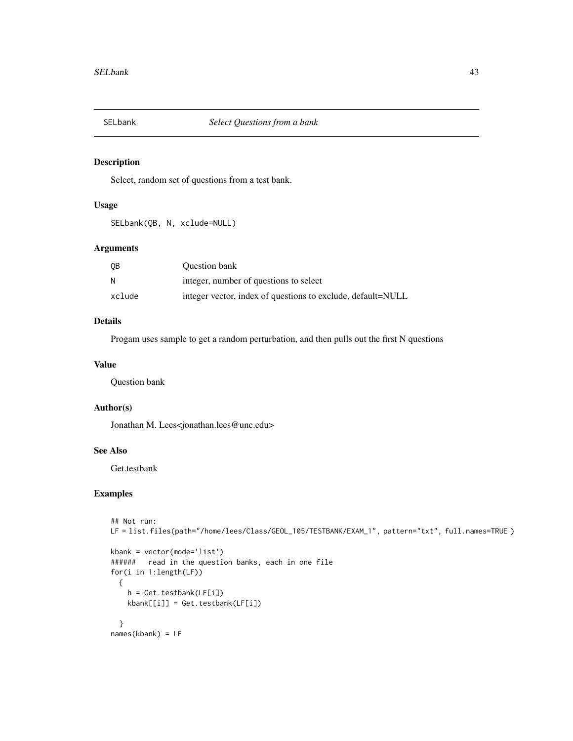SELbank *Select Questions from a bank*

## Description

Select, random set of questions from a test bank.

## Usage

```
SELbank(QB, N, xclude=NULL)
```

## Arguments

| | |
|---|---|
| QB | Question bank |
| N | integer, number of questions to select |
| xclude | integer vector, index of questions to exclude, default=NULL |

## Details

Progam uses sample to get a random perturbation, and then pulls out the first N questions

## Value

Question bank

## Author(s)

Jonathan M. Lees<jonathan.lees@unc.edu>

## See Also

Get.testbank

## Examples

```
## Not run:
LF = list.files(path="/home/lees/Class/GEOL_105/TESTBANK/EXAM_1", pattern="txt", full.names=TRUE )

kbank = vector(mode='list')
######   read in the question banks, each in one file
for(i in 1:length(LF))
  {
    h = Get.testbank(LF[i])
    kbank[[i]] = Get.testbank(LF[i])

  }
names(kbank) = LF
```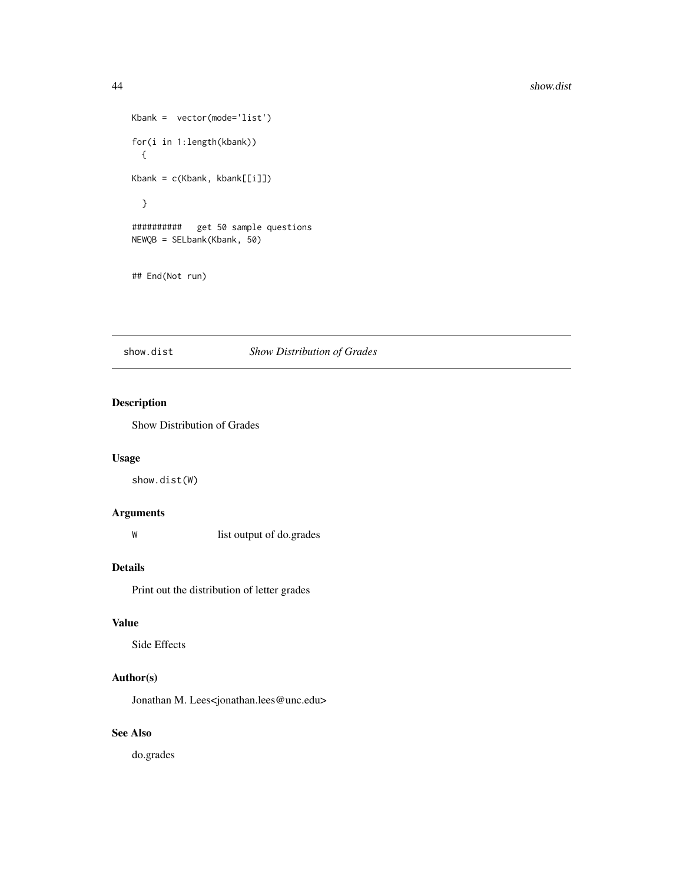```
Kbank =  vector(mode='list')

for(i in 1:length(kbank))
  {

Kbank = c(Kbank, kbank[[i]])

  }

##########   get 50 sample questions
NEWQB = SELbank(Kbank, 50)


## End(Not run)
```

---

## show.dist — *Show Distribution of Grades*

### Description

Show Distribution of Grades

### Usage

```
show.dist(W)
```

### Arguments

| | |
|---|---|
| `W` | list output of do.grades |

### Details

Print out the distribution of letter grades

### Value

Side Effects

### Author(s)

Jonathan M. Lees<jonathan.lees@unc.edu>

### See Also

do.grades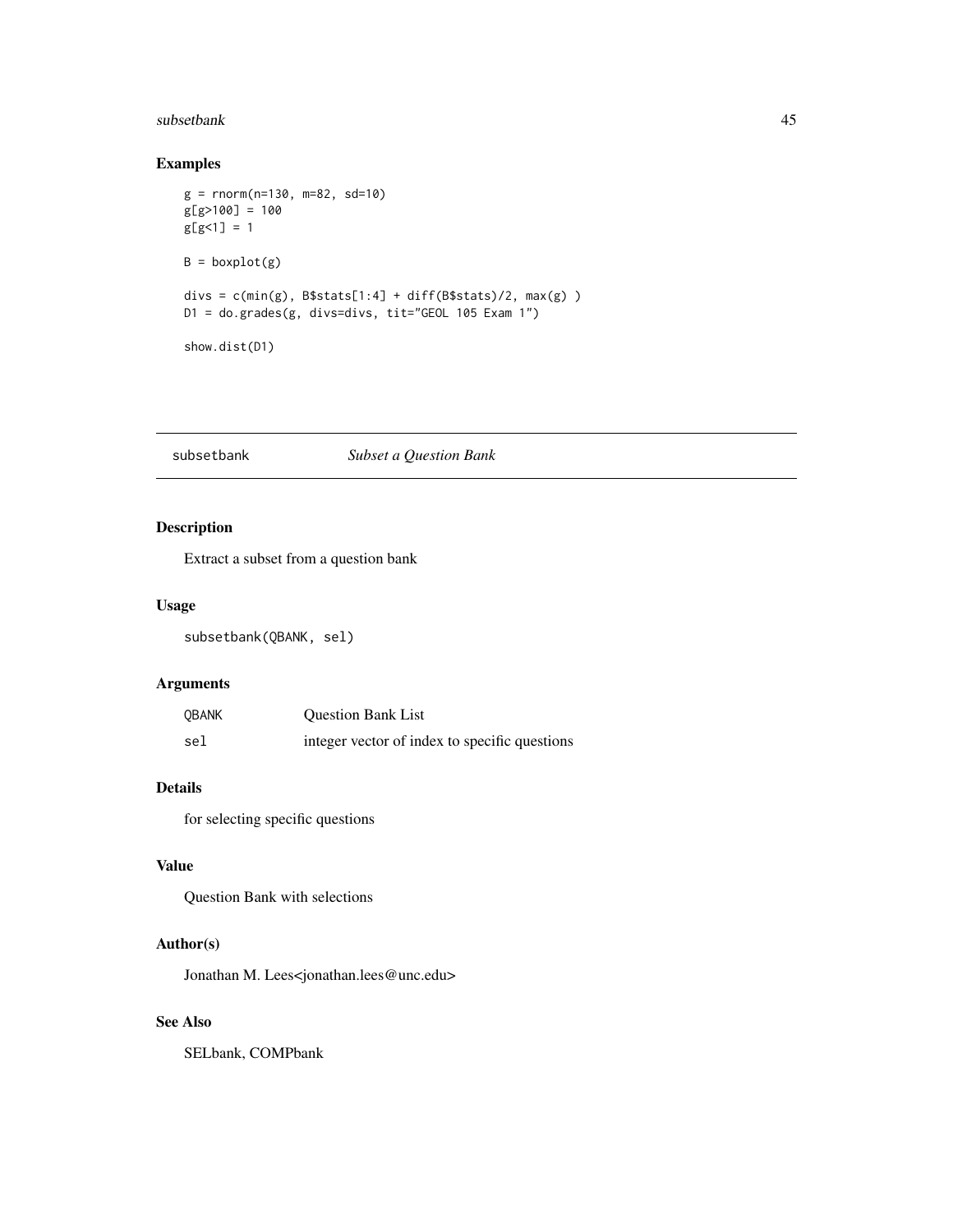## Examples

```
g = rnorm(n=130, m=82, sd=10)
g[g>100] = 100
g[g<1] = 1

B = boxplot(g)

divs = c(min(g), B$stats[1:4] + diff(B$stats)/2, max(g) )
D1 = do.grades(g, divs=divs, tit="GEOL 105 Exam 1")

show.dist(D1)
```

---

# subsetbank *Subset a Question Bank*

## Description

Extract a subset from a question bank

## Usage

```
subsetbank(QBANK, sel)
```

## Arguments

| | |
|---|---|
| QBANK | Question Bank List |
| sel | integer vector of index to specific questions |

## Details

for selecting specific questions

## Value

Question Bank with selections

## Author(s)

Jonathan M. Lees<jonathan.lees@unc.edu>

## See Also

SELbank, COMPbank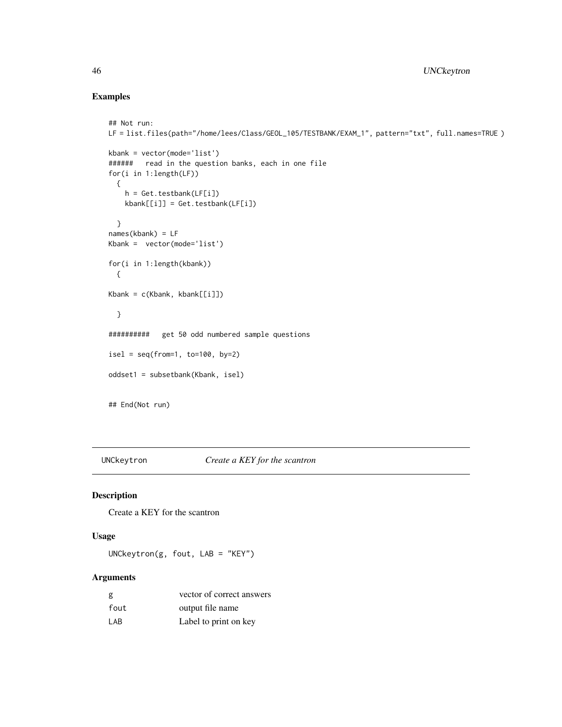## Examples

```
## Not run:
LF = list.files(path="/home/lees/Class/GEOL_105/TESTBANK/EXAM_1", pattern="txt", full.names=TRUE )

kbank = vector(mode='list')
######   read in the question banks, each in one file
for(i in 1:length(LF))
  {
    h = Get.testbank(LF[i])
    kbank[[i]] = Get.testbank(LF[i])

  }
names(kbank) = LF
Kbank =  vector(mode='list')

for(i in 1:length(kbank))
  {

Kbank = c(Kbank, kbank[[i]])

  }

##########   get 50 odd numbered sample questions

isel = seq(from=1, to=100, by=2)

oddset1 = subsetbank(Kbank, isel)


## End(Not run)
```

---

# UNCkeytron — *Create a KEY for the scantron*

## Description

Create a KEY for the scantron

## Usage

```
UNCkeytron(g, fout, LAB = "KEY")
```

## Arguments

| | |
|---|---|
| g | vector of correct answers |
| fout | output file name |
| LAB | Label to print on key |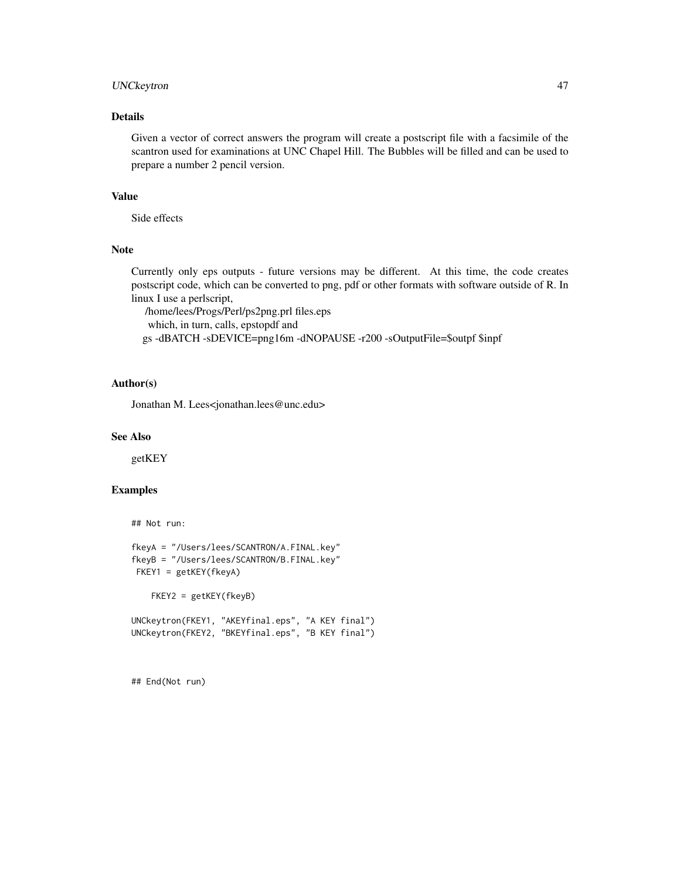## Details

Given a vector of correct answers the program will create a postscript file with a facsimile of the scantron used for examinations at UNC Chapel Hill. The Bubbles will be filled and can be used to prepare a number 2 pencil version.

## Value

Side effects

## Note

Currently only eps outputs - future versions may be different. At this time, the code creates postscript code, which can be converted to png, pdf or other formats with software outside of R. In linux I use a perlscript,
/home/lees/Progs/Perl/ps2png.prl files.eps
which, in turn, calls, epstopdf and
gs -dBATCH -sDEVICE=png16m -dNOPAUSE -r200 -sOutputFile=$outpf $inpf

## Author(s)

Jonathan M. Lees<jonathan.lees@unc.edu>

## See Also

getKEY

## Examples

```
## Not run:

fkeyA = "/Users/lees/SCANTRON/A.FINAL.key"
fkeyB = "/Users/lees/SCANTRON/B.FINAL.key"
 FKEY1 = getKEY(fkeyA)

    FKEY2 = getKEY(fkeyB)

UNCkeytron(FKEY1, "AKEYfinal.eps", "A KEY final")
UNCkeytron(FKEY2, "BKEYfinal.eps", "B KEY final")



## End(Not run)
```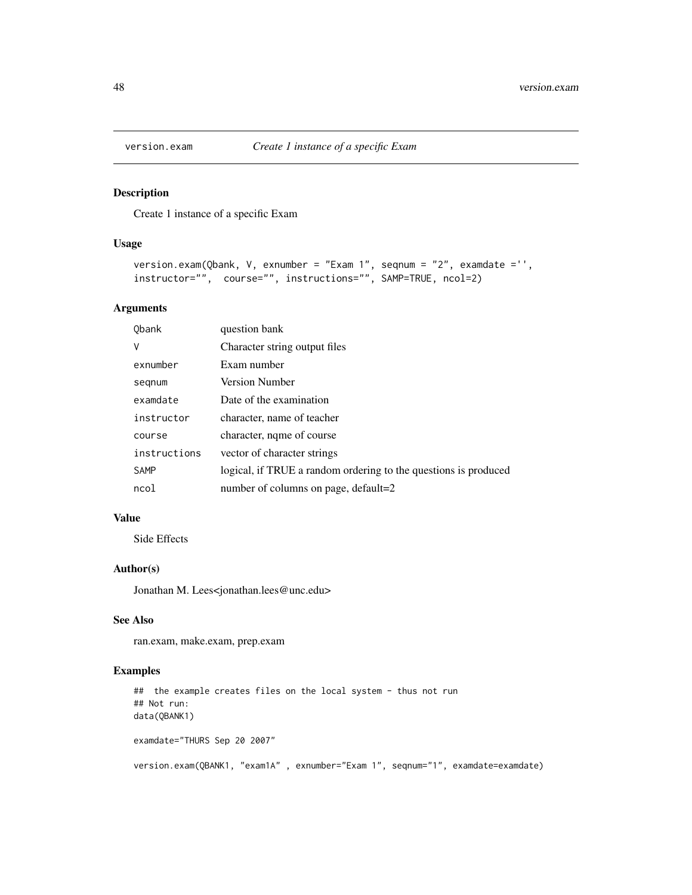# version.exam *Create 1 instance of a specific Exam*

## Description

Create 1 instance of a specific Exam

## Usage

```
version.exam(Qbank, V, exnumber = "Exam 1", seqnum = "2", examdate ='',
instructor="",  course="", instructions="", SAMP=TRUE, ncol=2)
```

## Arguments

| | |
|---|---|
| Qbank | question bank |
| V | Character string output files |
| exnumber | Exam number |
| seqnum | Version Number |
| examdate | Date of the examination |
| instructor | character, name of teacher |
| course | character, nqme of course |
| instructions | vector of character strings |
| SAMP | logical, if TRUE a random ordering to the questions is produced |
| ncol | number of columns on page, default=2 |

## Value

Side Effects

## Author(s)

Jonathan M. Lees<jonathan.lees@unc.edu>

## See Also

ran.exam, make.exam, prep.exam

## Examples

```
##  the example creates files on the local system - thus not run
## Not run:
data(QBANK1)

examdate="THURS Sep 20 2007"

version.exam(QBANK1, "exam1A" , exnumber="Exam 1", seqnum="1", examdate=examdate)
```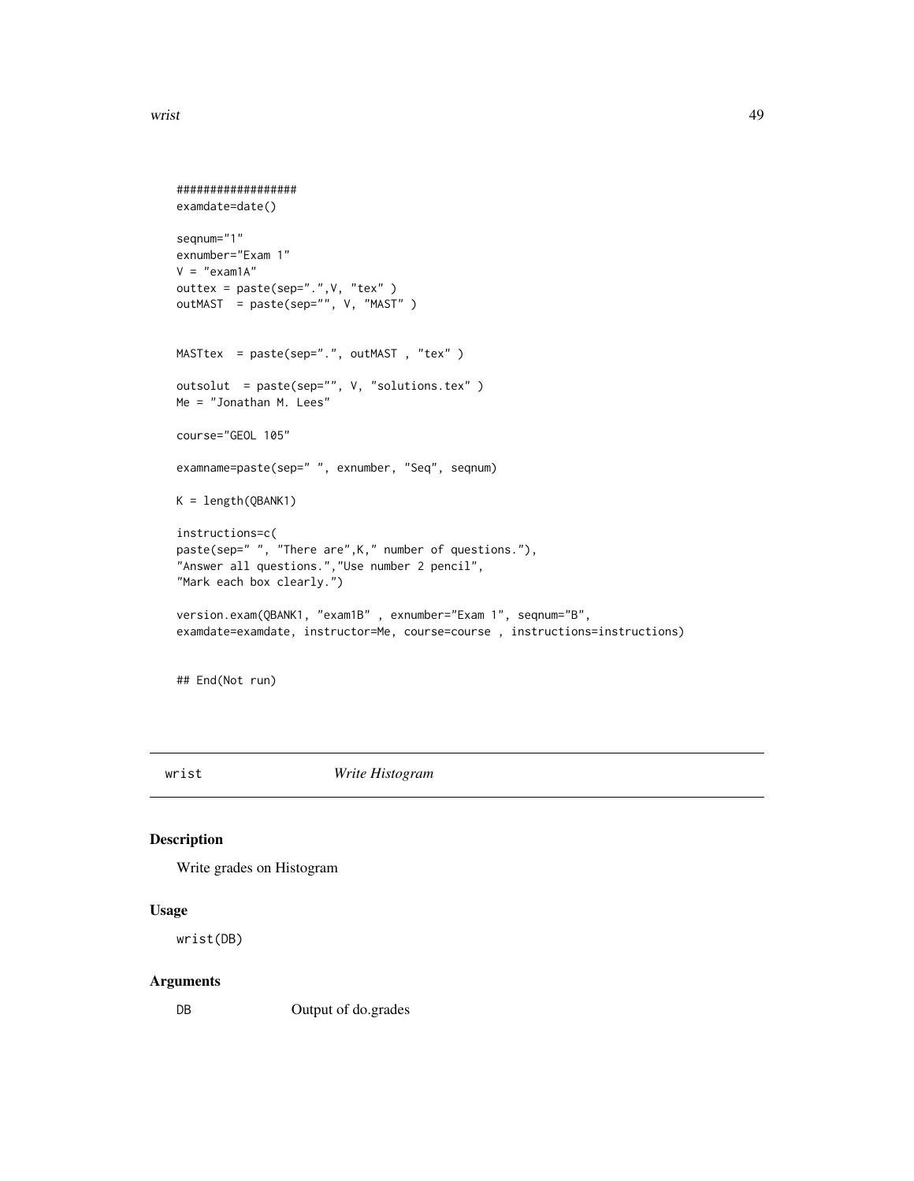```
##################
examdate=date()

seqnum="1"
exnumber="Exam 1"
V = "exam1A"
outtex = paste(sep=".",V, "tex" )
outMAST  = paste(sep="", V, "MAST" )


MASTtex  = paste(sep=".", outMAST , "tex" )

outsolut  = paste(sep="", V, "solutions.tex" )
Me = "Jonathan M. Lees"

course="GEOL 105"

examname=paste(sep=" ", exnumber, "Seq", seqnum)

K = length(QBANK1)

instructions=c(
paste(sep=" ", "There are",K," number of questions."),
"Answer all questions.","Use number 2 pencil",
"Mark each box clearly.")

version.exam(QBANK1, "exam1B" , exnumber="Exam 1", seqnum="B",
examdate=examdate, instructor=Me, course=course , instructions=instructions)


## End(Not run)
```

## wrist *Write Histogram*

### Description

Write grades on Histogram

### Usage

```
wrist(DB)
```

### Arguments

DB Output of do.grades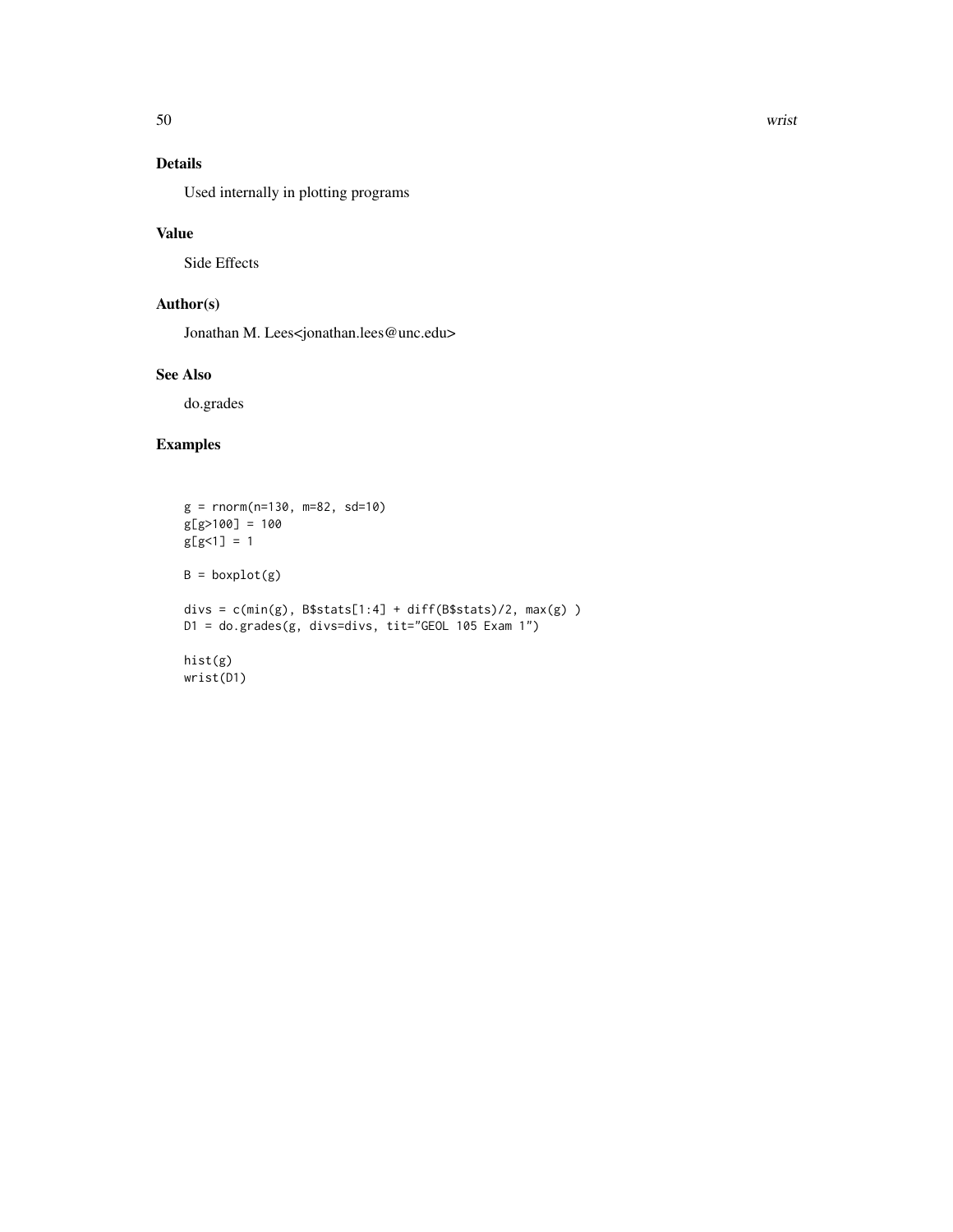## Details

Used internally in plotting programs

## Value

Side Effects

## Author(s)

Jonathan M. Lees<jonathan.lees@unc.edu>

## See Also

do.grades

## Examples

```
g = rnorm(n=130, m=82, sd=10)
g[g>100] = 100
g[g<1] = 1

B = boxplot(g)

divs = c(min(g), B$stats[1:4] + diff(B$stats)/2, max(g) )
D1 = do.grades(g, divs=divs, tit="GEOL 105 Exam 1")

hist(g)
wrist(D1)
```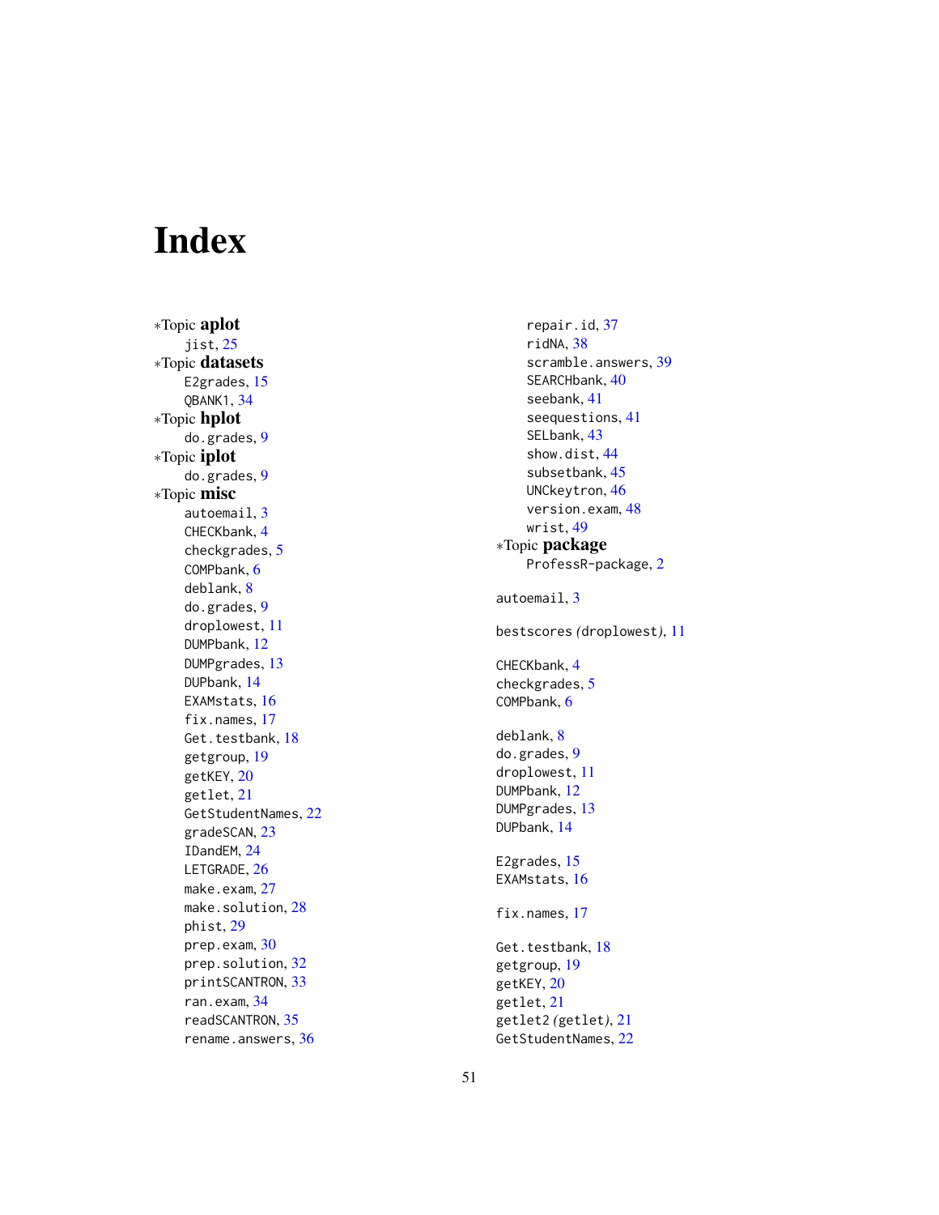# Index

∗Topic **aplot**
  jist, 25
∗Topic **datasets**
  E2grades, 15
  QBANK1, 34
∗Topic **hplot**
  do.grades, 9
∗Topic **iplot**
  do.grades, 9
∗Topic **misc**
  autoemail, 3
  CHECKbank, 4
  checkgrades, 5
  COMPbank, 6
  deblank, 8
  do.grades, 9
  droplowest, 11
  DUMPbank, 12
  DUMPgrades, 13
  DUPbank, 14
  EXAMstats, 16
  fix.names, 17
  Get.testbank, 18
  getgroup, 19
  getKEY, 20
  getlet, 21
  GetStudentNames, 22
  gradeSCAN, 23
  IDandEM, 24
  LETGRADE, 26
  make.exam, 27
  make.solution, 28
  phist, 29
  prep.exam, 30
  prep.solution, 32
  printSCANTRON, 33
  ran.exam, 34
  readSCANTRON, 35
  rename.answers, 36
  repair.id, 37
  ridNA, 38
  scramble.answers, 39
  SEARCHbank, 40
  seebank, 41
  seequestions, 41
  SELbank, 43
  show.dist, 44
  subsetbank, 45
  UNCkeytron, 46
  version.exam, 48
  wrist, 49
∗Topic **package**
  ProfessR-package, 2

autoemail, 3

bestscores *(*droplowest*)*, 11

CHECKbank, 4
checkgrades, 5
COMPbank, 6

deblank, 8
do.grades, 9
droplowest, 11
DUMPbank, 12
DUMPgrades, 13
DUPbank, 14

E2grades, 15
EXAMstats, 16

fix.names, 17

Get.testbank, 18
getgroup, 19
getKEY, 20
getlet, 21
getlet2 *(*getlet*)*, 21
GetStudentNames, 22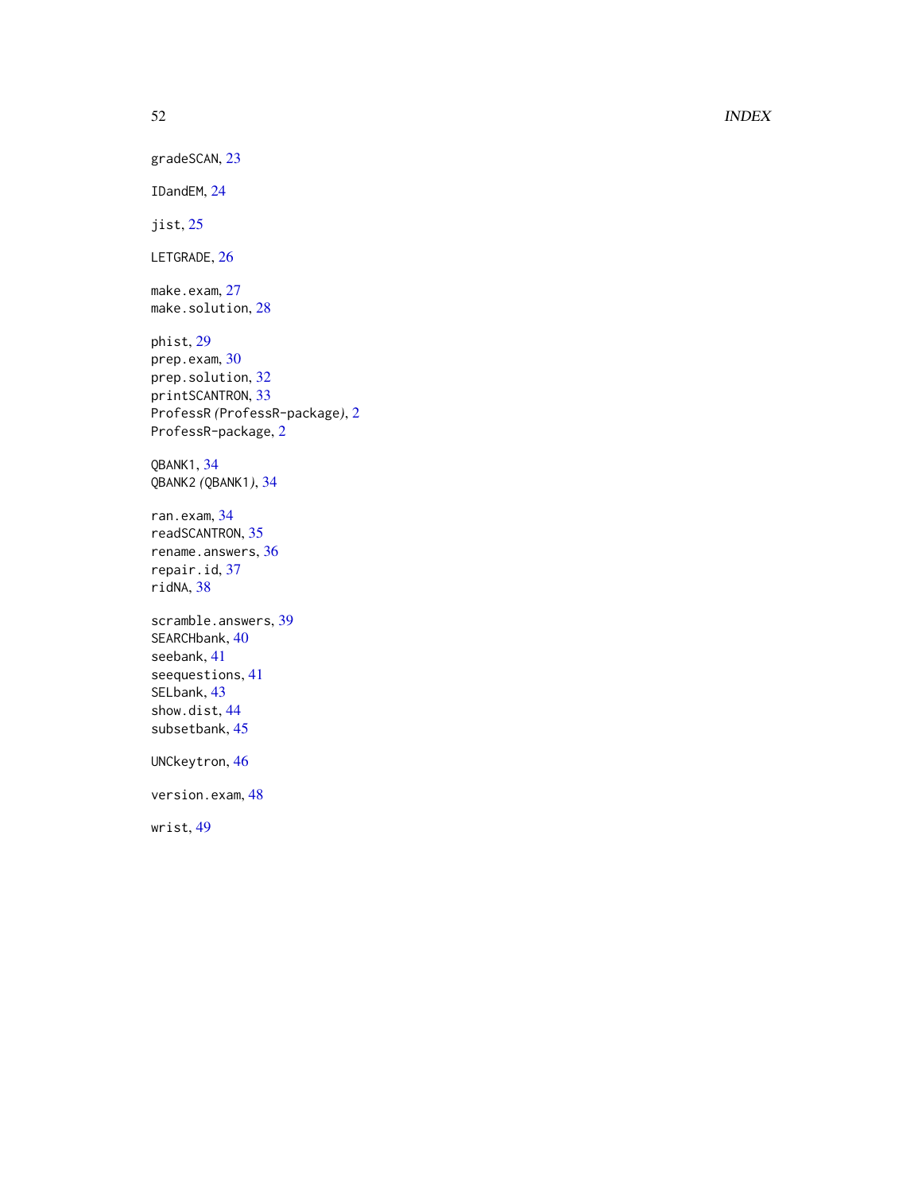gradeSCAN, 23

IDandEM, 24

jist, 25

LETGRADE, 26

make.exam, 27
make.solution, 28

phist, 29
prep.exam, 30
prep.solution, 32
printSCANTRON, 33
ProfessR (ProfessR-package), 2
ProfessR-package, 2

QBANK1, 34
QBANK2 (QBANK1), 34

ran.exam, 34
readSCANTRON, 35
rename.answers, 36
repair.id, 37
ridNA, 38

scramble.answers, 39
SEARCHbank, 40
seebank, 41
seequestions, 41
SELbank, 43
show.dist, 44
subsetbank, 45

UNCkeytron, 46

version.exam, 48

wrist, 49